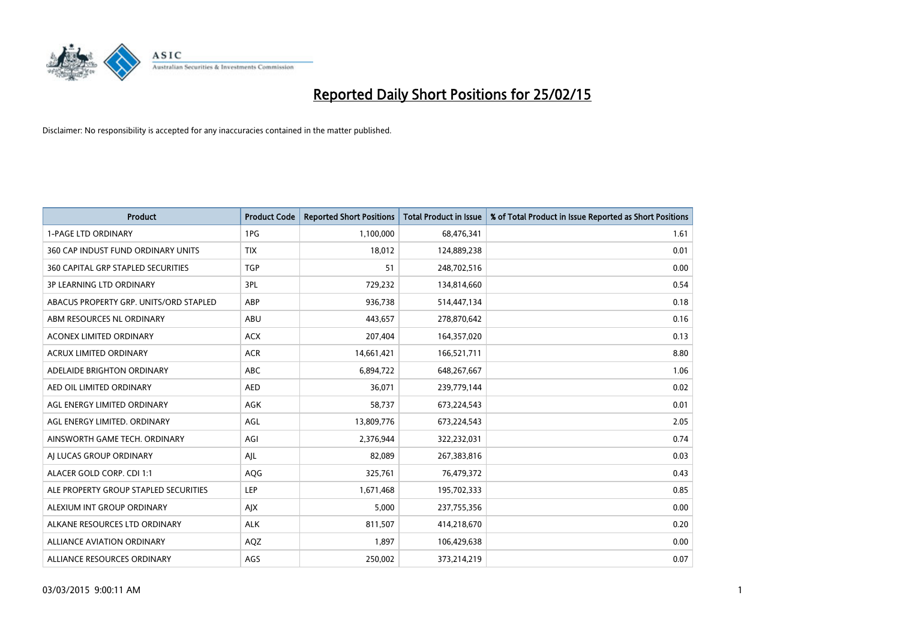# Reported Daily Short Positions for 25/02/15

Disclaimer: No responsibility is accepted for any inaccuracies contained in the matter published.

| Product | Product Code | Reported Short Positions | Total Product in Issue | % of Total Product in Issue Reported as Short Positions |
| --- | --- | --- | --- | --- |
| 1-PAGE LTD ORDINARY | 1PG | 1,100,000 | 68,476,341 | 1.61 |
| 360 CAP INDUST FUND ORDINARY UNITS | TIX | 18,012 | 124,889,238 | 0.01 |
| 360 CAPITAL GRP STAPLED SECURITIES | TGP | 51 | 248,702,516 | 0.00 |
| 3P LEARNING LTD ORDINARY | 3PL | 729,232 | 134,814,660 | 0.54 |
| ABACUS PROPERTY GRP. UNITS/ORD STAPLED | ABP | 936,738 | 514,447,134 | 0.18 |
| ABM RESOURCES NL ORDINARY | ABU | 443,657 | 278,870,642 | 0.16 |
| ACONEX LIMITED ORDINARY | ACX | 207,404 | 164,357,020 | 0.13 |
| ACRUX LIMITED ORDINARY | ACR | 14,661,421 | 166,521,711 | 8.80 |
| ADELAIDE BRIGHTON ORDINARY | ABC | 6,894,722 | 648,267,667 | 1.06 |
| AED OIL LIMITED ORDINARY | AED | 36,071 | 239,779,144 | 0.02 |
| AGL ENERGY LIMITED ORDINARY | AGK | 58,737 | 673,224,543 | 0.01 |
| AGL ENERGY LIMITED. ORDINARY | AGL | 13,809,776 | 673,224,543 | 2.05 |
| AINSWORTH GAME TECH. ORDINARY | AGI | 2,376,944 | 322,232,031 | 0.74 |
| AJ LUCAS GROUP ORDINARY | AJL | 82,089 | 267,383,816 | 0.03 |
| ALACER GOLD CORP. CDI 1:1 | AQG | 325,761 | 76,479,372 | 0.43 |
| ALE PROPERTY GROUP STAPLED SECURITIES | LEP | 1,671,468 | 195,702,333 | 0.85 |
| ALEXIUM INT GROUP ORDINARY | AJX | 5,000 | 237,755,356 | 0.00 |
| ALKANE RESOURCES LTD ORDINARY | ALK | 811,507 | 414,218,670 | 0.20 |
| ALLIANCE AVIATION ORDINARY | AQZ | 1,897 | 106,429,638 | 0.00 |
| ALLIANCE RESOURCES ORDINARY | AGS | 250,002 | 373,214,219 | 0.07 |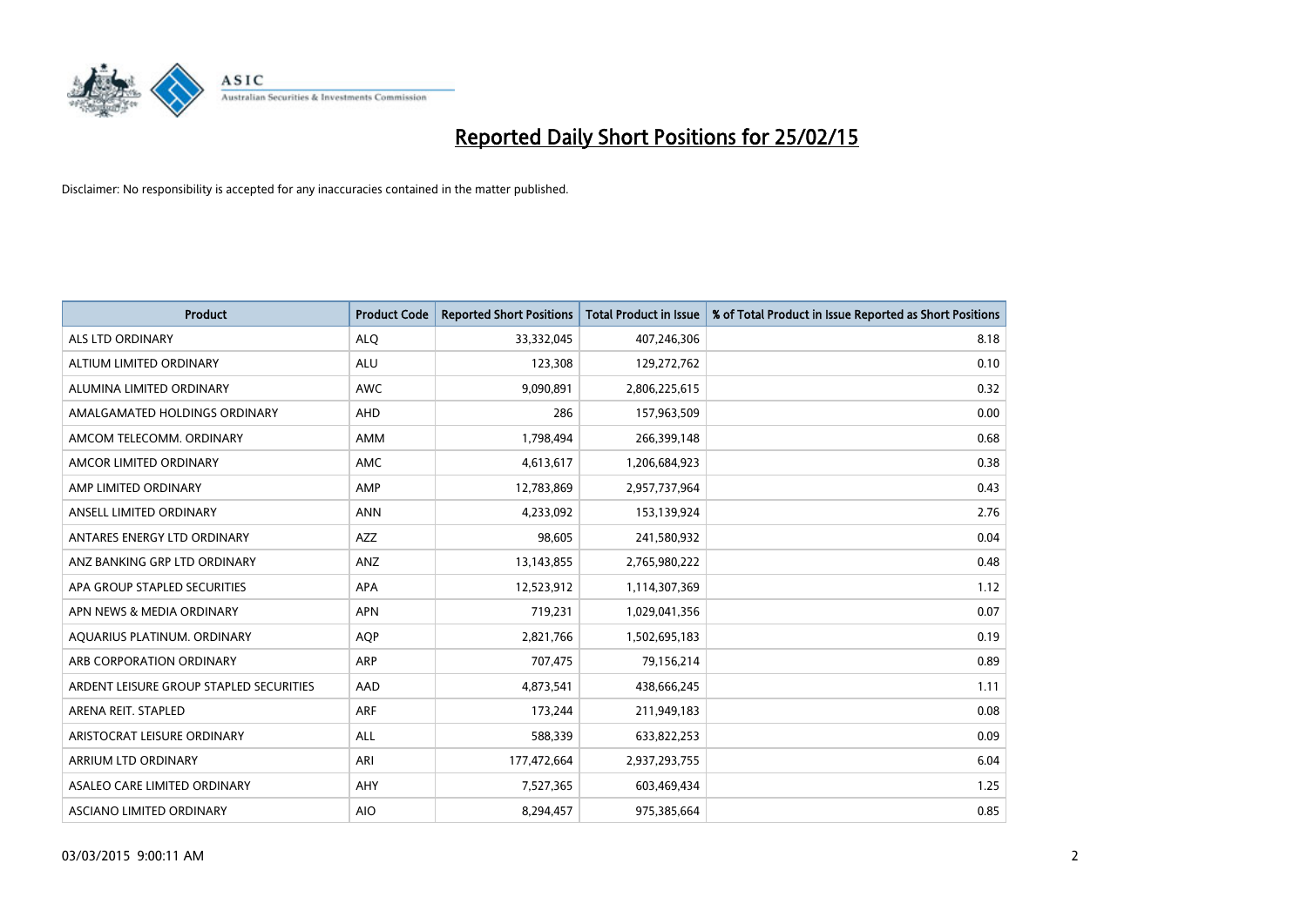# Reported Daily Short Positions for 25/02/15

Disclaimer: No responsibility is accepted for any inaccuracies contained in the matter published.

| Product | Product Code | Reported Short Positions | Total Product in Issue | % of Total Product in Issue Reported as Short Positions |
|---|---|---|---|---|
| ALS LTD ORDINARY | ALQ | 33,332,045 | 407,246,306 | 8.18 |
| ALTIUM LIMITED ORDINARY | ALU | 123,308 | 129,272,762 | 0.10 |
| ALUMINA LIMITED ORDINARY | AWC | 9,090,891 | 2,806,225,615 | 0.32 |
| AMALGAMATED HOLDINGS ORDINARY | AHD | 286 | 157,963,509 | 0.00 |
| AMCOM TELECOMM. ORDINARY | AMM | 1,798,494 | 266,399,148 | 0.68 |
| AMCOR LIMITED ORDINARY | AMC | 4,613,617 | 1,206,684,923 | 0.38 |
| AMP LIMITED ORDINARY | AMP | 12,783,869 | 2,957,737,964 | 0.43 |
| ANSELL LIMITED ORDINARY | ANN | 4,233,092 | 153,139,924 | 2.76 |
| ANTARES ENERGY LTD ORDINARY | AZZ | 98,605 | 241,580,932 | 0.04 |
| ANZ BANKING GRP LTD ORDINARY | ANZ | 13,143,855 | 2,765,980,222 | 0.48 |
| APA GROUP STAPLED SECURITIES | APA | 12,523,912 | 1,114,307,369 | 1.12 |
| APN NEWS & MEDIA ORDINARY | APN | 719,231 | 1,029,041,356 | 0.07 |
| AQUARIUS PLATINUM. ORDINARY | AQP | 2,821,766 | 1,502,695,183 | 0.19 |
| ARB CORPORATION ORDINARY | ARP | 707,475 | 79,156,214 | 0.89 |
| ARDENT LEISURE GROUP STAPLED SECURITIES | AAD | 4,873,541 | 438,666,245 | 1.11 |
| ARENA REIT. STAPLED | ARF | 173,244 | 211,949,183 | 0.08 |
| ARISTOCRAT LEISURE ORDINARY | ALL | 588,339 | 633,822,253 | 0.09 |
| ARRIUM LTD ORDINARY | ARI | 177,472,664 | 2,937,293,755 | 6.04 |
| ASALEO CARE LIMITED ORDINARY | AHY | 7,527,365 | 603,469,434 | 1.25 |
| ASCIANO LIMITED ORDINARY | AIO | 8,294,457 | 975,385,664 | 0.85 |

03/03/2015 9:00:11 AM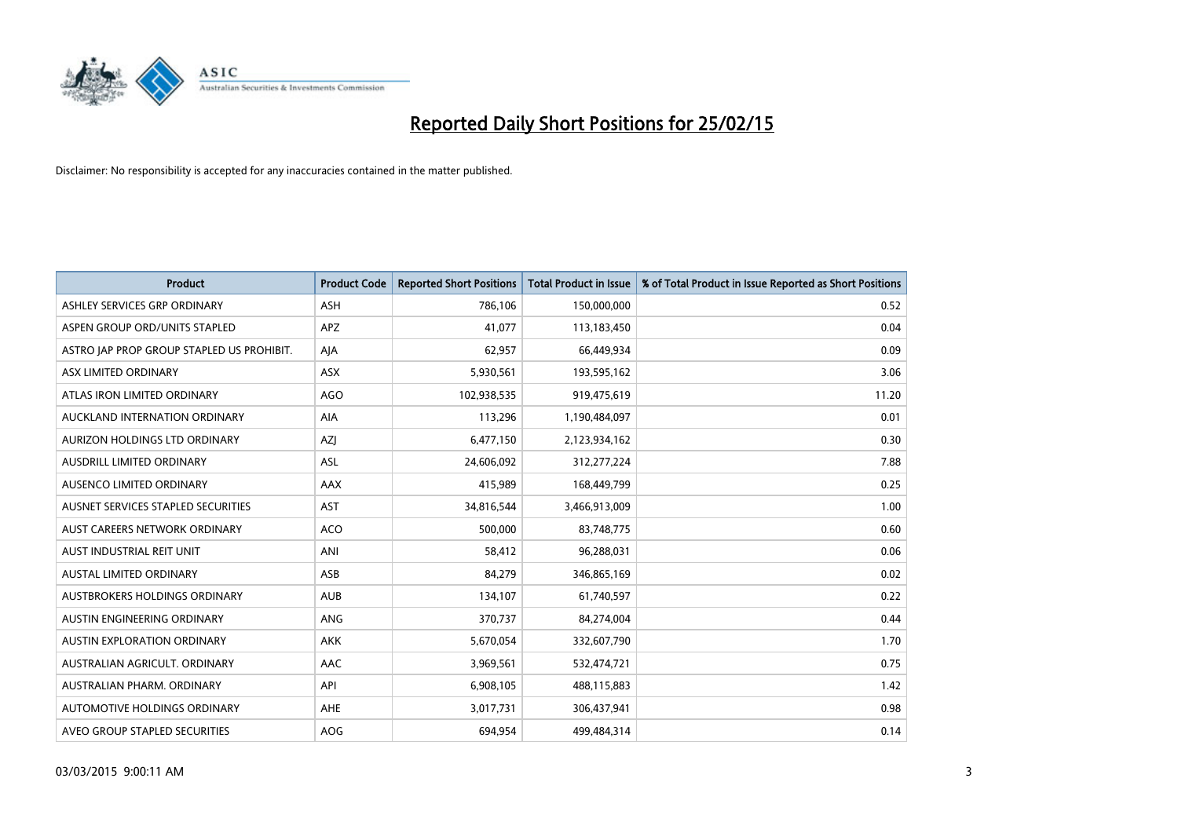# Reported Daily Short Positions for 25/02/15

Disclaimer: No responsibility is accepted for any inaccuracies contained in the matter published.

| Product | Product Code | Reported Short Positions | Total Product in Issue | % of Total Product in Issue Reported as Short Positions |
|---|---|---|---|---|
| ASHLEY SERVICES GRP ORDINARY | ASH | 786,106 | 150,000,000 | 0.52 |
| ASPEN GROUP ORD/UNITS STAPLED | APZ | 41,077 | 113,183,450 | 0.04 |
| ASTRO JAP PROP GROUP STAPLED US PROHIBIT. | AJA | 62,957 | 66,449,934 | 0.09 |
| ASX LIMITED ORDINARY | ASX | 5,930,561 | 193,595,162 | 3.06 |
| ATLAS IRON LIMITED ORDINARY | AGO | 102,938,535 | 919,475,619 | 11.20 |
| AUCKLAND INTERNATION ORDINARY | AIA | 113,296 | 1,190,484,097 | 0.01 |
| AURIZON HOLDINGS LTD ORDINARY | AZJ | 6,477,150 | 2,123,934,162 | 0.30 |
| AUSDRILL LIMITED ORDINARY | ASL | 24,606,092 | 312,277,224 | 7.88 |
| AUSENCO LIMITED ORDINARY | AAX | 415,989 | 168,449,799 | 0.25 |
| AUSNET SERVICES STAPLED SECURITIES | AST | 34,816,544 | 3,466,913,009 | 1.00 |
| AUST CAREERS NETWORK ORDINARY | ACO | 500,000 | 83,748,775 | 0.60 |
| AUST INDUSTRIAL REIT UNIT | ANI | 58,412 | 96,288,031 | 0.06 |
| AUSTAL LIMITED ORDINARY | ASB | 84,279 | 346,865,169 | 0.02 |
| AUSTBROKERS HOLDINGS ORDINARY | AUB | 134,107 | 61,740,597 | 0.22 |
| AUSTIN ENGINEERING ORDINARY | ANG | 370,737 | 84,274,004 | 0.44 |
| AUSTIN EXPLORATION ORDINARY | AKK | 5,670,054 | 332,607,790 | 1.70 |
| AUSTRALIAN AGRICULT. ORDINARY | AAC | 3,969,561 | 532,474,721 | 0.75 |
| AUSTRALIAN PHARM. ORDINARY | API | 6,908,105 | 488,115,883 | 1.42 |
| AUTOMOTIVE HOLDINGS ORDINARY | AHE | 3,017,731 | 306,437,941 | 0.98 |
| AVEO GROUP STAPLED SECURITIES | AOG | 694,954 | 499,484,314 | 0.14 |

03/03/2015 9:00:11 AM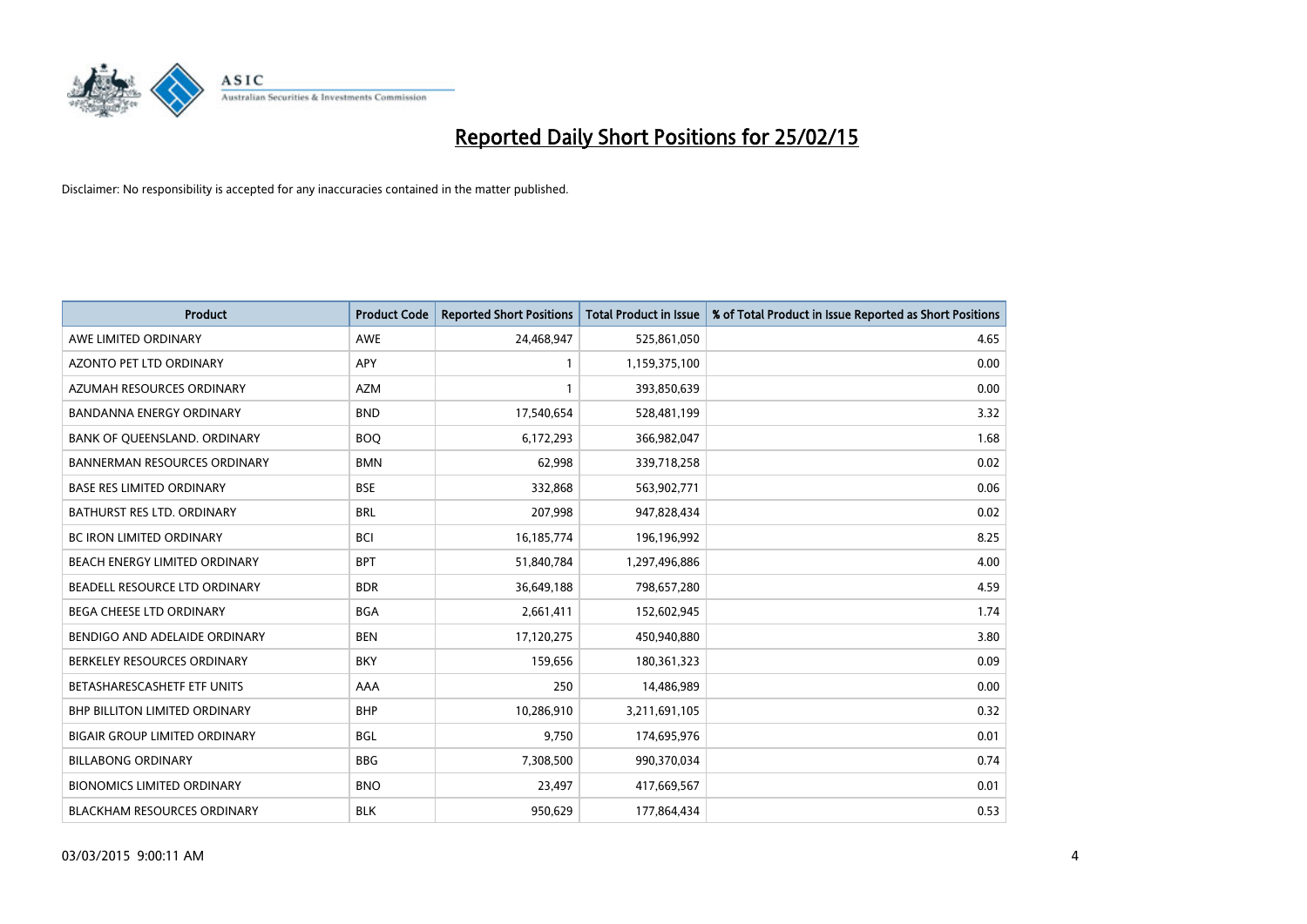# Reported Daily Short Positions for 25/02/15

Disclaimer: No responsibility is accepted for any inaccuracies contained in the matter published.

| Product | Product Code | Reported Short Positions | Total Product in Issue | % of Total Product in Issue Reported as Short Positions |
|---|---|---|---|---|
| AWE LIMITED ORDINARY | AWE | 24,468,947 | 525,861,050 | 4.65 |
| AZONTO PET LTD ORDINARY | APY | 1 | 1,159,375,100 | 0.00 |
| AZUMAH RESOURCES ORDINARY | AZM | 1 | 393,850,639 | 0.00 |
| BANDANNA ENERGY ORDINARY | BND | 17,540,654 | 528,481,199 | 3.32 |
| BANK OF QUEENSLAND. ORDINARY | BOQ | 6,172,293 | 366,982,047 | 1.68 |
| BANNERMAN RESOURCES ORDINARY | BMN | 62,998 | 339,718,258 | 0.02 |
| BASE RES LIMITED ORDINARY | BSE | 332,868 | 563,902,771 | 0.06 |
| BATHURST RES LTD. ORDINARY | BRL | 207,998 | 947,828,434 | 0.02 |
| BC IRON LIMITED ORDINARY | BCI | 16,185,774 | 196,196,992 | 8.25 |
| BEACH ENERGY LIMITED ORDINARY | BPT | 51,840,784 | 1,297,496,886 | 4.00 |
| BEADELL RESOURCE LTD ORDINARY | BDR | 36,649,188 | 798,657,280 | 4.59 |
| BEGA CHEESE LTD ORDINARY | BGA | 2,661,411 | 152,602,945 | 1.74 |
| BENDIGO AND ADELAIDE ORDINARY | BEN | 17,120,275 | 450,940,880 | 3.80 |
| BERKELEY RESOURCES ORDINARY | BKY | 159,656 | 180,361,323 | 0.09 |
| BETASHARESCASHETF ETF UNITS | AAA | 250 | 14,486,989 | 0.00 |
| BHP BILLITON LIMITED ORDINARY | BHP | 10,286,910 | 3,211,691,105 | 0.32 |
| BIGAIR GROUP LIMITED ORDINARY | BGL | 9,750 | 174,695,976 | 0.01 |
| BILLABONG ORDINARY | BBG | 7,308,500 | 990,370,034 | 0.74 |
| BIONOMICS LIMITED ORDINARY | BNO | 23,497 | 417,669,567 | 0.01 |
| BLACKHAM RESOURCES ORDINARY | BLK | 950,629 | 177,864,434 | 0.53 |

03/03/2015 9:00:11 AM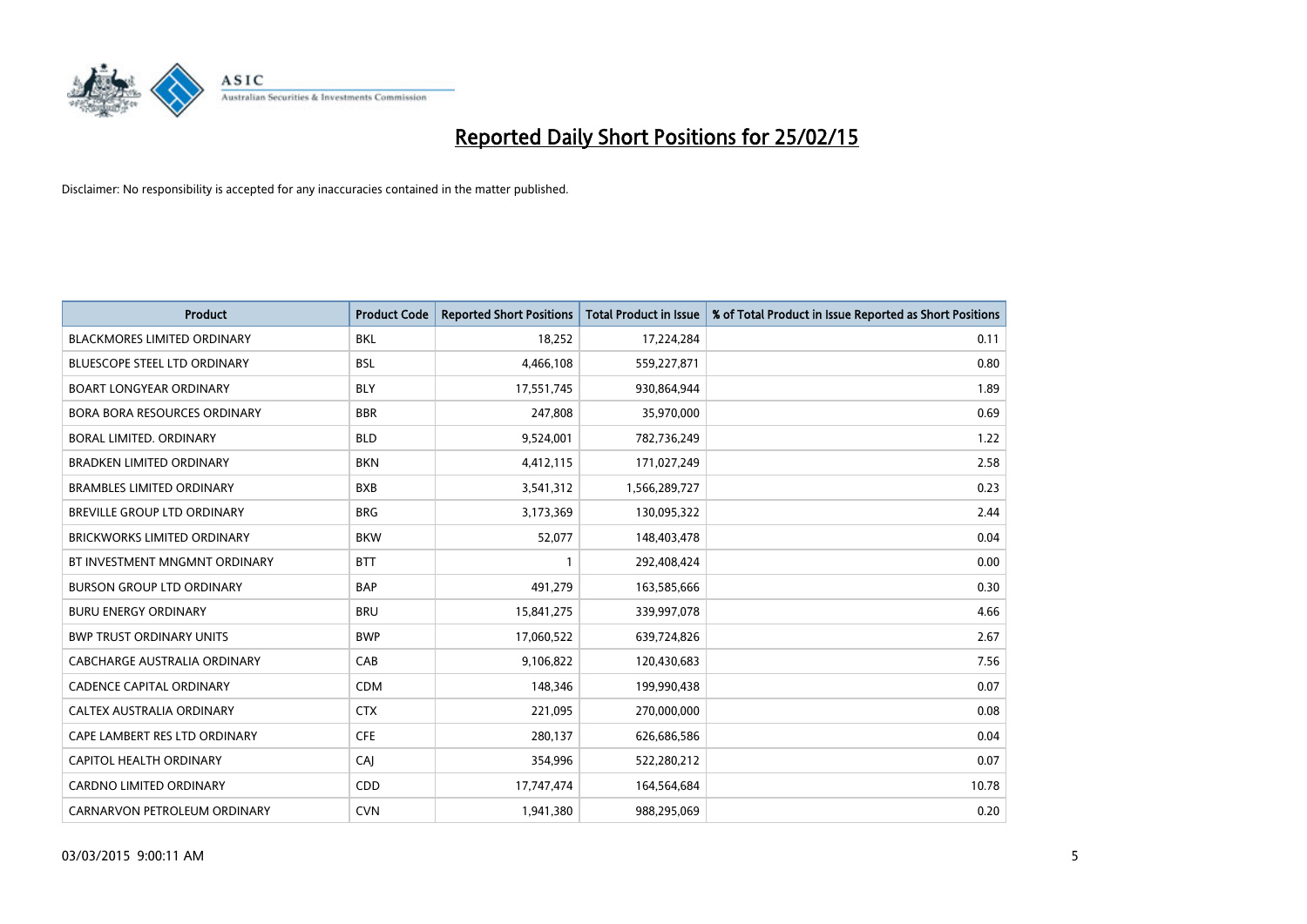# Reported Daily Short Positions for 25/02/15

Disclaimer: No responsibility is accepted for any inaccuracies contained in the matter published.

| Product | Product Code | Reported Short Positions | Total Product in Issue | % of Total Product in Issue Reported as Short Positions |
|---|---|---|---|---|
| BLACKMORES LIMITED ORDINARY | BKL | 18,252 | 17,224,284 | 0.11 |
| BLUESCOPE STEEL LTD ORDINARY | BSL | 4,466,108 | 559,227,871 | 0.80 |
| BOART LONGYEAR ORDINARY | BLY | 17,551,745 | 930,864,944 | 1.89 |
| BORA BORA RESOURCES ORDINARY | BBR | 247,808 | 35,970,000 | 0.69 |
| BORAL LIMITED. ORDINARY | BLD | 9,524,001 | 782,736,249 | 1.22 |
| BRADKEN LIMITED ORDINARY | BKN | 4,412,115 | 171,027,249 | 2.58 |
| BRAMBLES LIMITED ORDINARY | BXB | 3,541,312 | 1,566,289,727 | 0.23 |
| BREVILLE GROUP LTD ORDINARY | BRG | 3,173,369 | 130,095,322 | 2.44 |
| BRICKWORKS LIMITED ORDINARY | BKW | 52,077 | 148,403,478 | 0.04 |
| BT INVESTMENT MNGMNT ORDINARY | BTT | 1 | 292,408,424 | 0.00 |
| BURSON GROUP LTD ORDINARY | BAP | 491,279 | 163,585,666 | 0.30 |
| BURU ENERGY ORDINARY | BRU | 15,841,275 | 339,997,078 | 4.66 |
| BWP TRUST ORDINARY UNITS | BWP | 17,060,522 | 639,724,826 | 2.67 |
| CABCHARGE AUSTRALIA ORDINARY | CAB | 9,106,822 | 120,430,683 | 7.56 |
| CADENCE CAPITAL ORDINARY | CDM | 148,346 | 199,990,438 | 0.07 |
| CALTEX AUSTRALIA ORDINARY | CTX | 221,095 | 270,000,000 | 0.08 |
| CAPE LAMBERT RES LTD ORDINARY | CFE | 280,137 | 626,686,586 | 0.04 |
| CAPITOL HEALTH ORDINARY | CAJ | 354,996 | 522,280,212 | 0.07 |
| CARDNO LIMITED ORDINARY | CDD | 17,747,474 | 164,564,684 | 10.78 |
| CARNARVON PETROLEUM ORDINARY | CVN | 1,941,380 | 988,295,069 | 0.20 |

03/03/2015 9:00:11 AM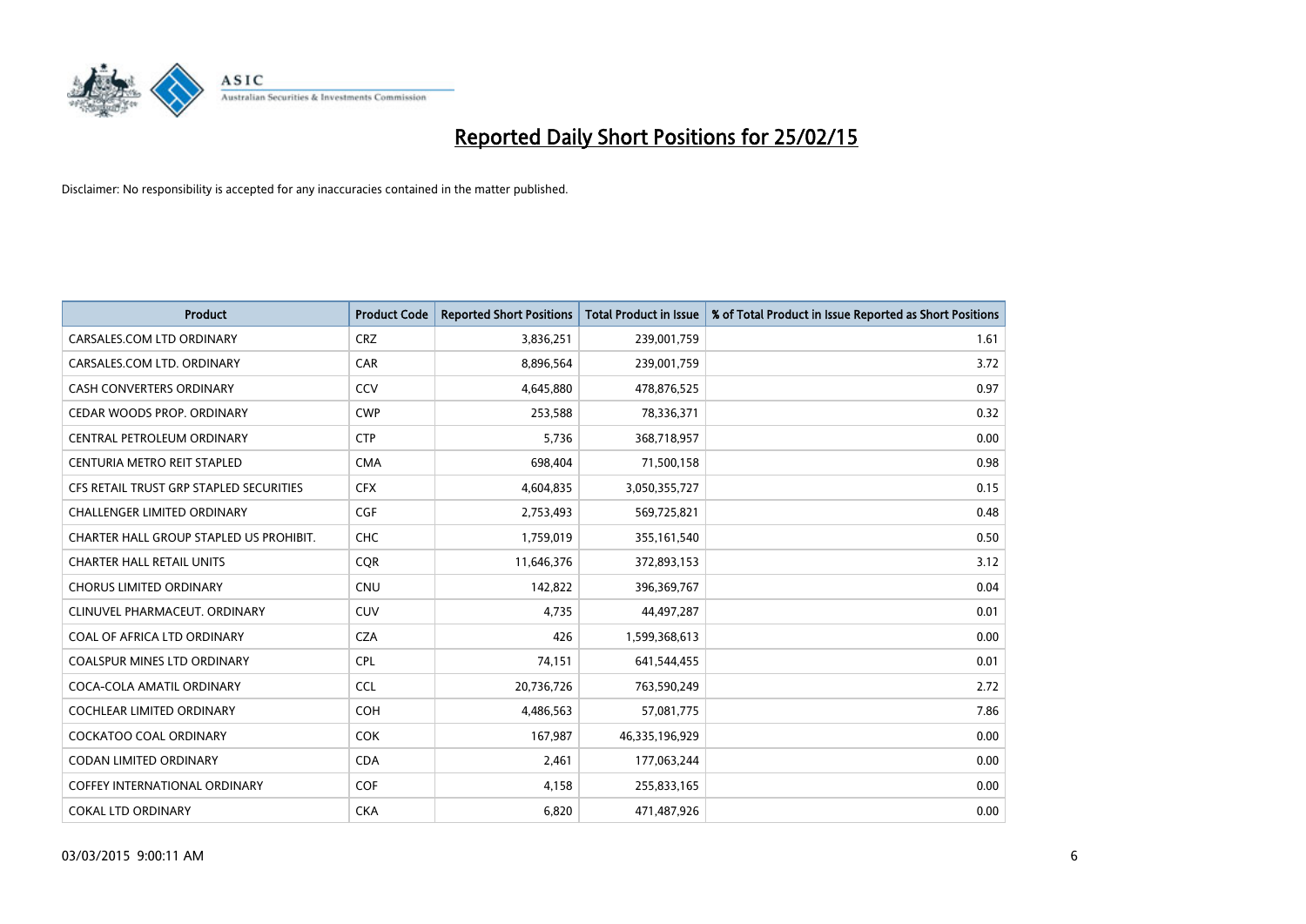# Reported Daily Short Positions for 25/02/15

Disclaimer: No responsibility is accepted for any inaccuracies contained in the matter published.

| Product | Product Code | Reported Short Positions | Total Product in Issue | % of Total Product in Issue Reported as Short Positions |
|---|---|---|---|---|
| CARSALES.COM LTD ORDINARY | CRZ | 3,836,251 | 239,001,759 | 1.61 |
| CARSALES.COM LTD. ORDINARY | CAR | 8,896,564 | 239,001,759 | 3.72 |
| CASH CONVERTERS ORDINARY | CCV | 4,645,880 | 478,876,525 | 0.97 |
| CEDAR WOODS PROP. ORDINARY | CWP | 253,588 | 78,336,371 | 0.32 |
| CENTRAL PETROLEUM ORDINARY | CTP | 5,736 | 368,718,957 | 0.00 |
| CENTURIA METRO REIT STAPLED | CMA | 698,404 | 71,500,158 | 0.98 |
| CFS RETAIL TRUST GRP STAPLED SECURITIES | CFX | 4,604,835 | 3,050,355,727 | 0.15 |
| CHALLENGER LIMITED ORDINARY | CGF | 2,753,493 | 569,725,821 | 0.48 |
| CHARTER HALL GROUP STAPLED US PROHIBIT. | CHC | 1,759,019 | 355,161,540 | 0.50 |
| CHARTER HALL RETAIL UNITS | CQR | 11,646,376 | 372,893,153 | 3.12 |
| CHORUS LIMITED ORDINARY | CNU | 142,822 | 396,369,767 | 0.04 |
| CLINUVEL PHARMACEUT. ORDINARY | CUV | 4,735 | 44,497,287 | 0.01 |
| COAL OF AFRICA LTD ORDINARY | CZA | 426 | 1,599,368,613 | 0.00 |
| COALSPUR MINES LTD ORDINARY | CPL | 74,151 | 641,544,455 | 0.01 |
| COCA-COLA AMATIL ORDINARY | CCL | 20,736,726 | 763,590,249 | 2.72 |
| COCHLEAR LIMITED ORDINARY | COH | 4,486,563 | 57,081,775 | 7.86 |
| COCKATOO COAL ORDINARY | COK | 167,987 | 46,335,196,929 | 0.00 |
| CODAN LIMITED ORDINARY | CDA | 2,461 | 177,063,244 | 0.00 |
| COFFEY INTERNATIONAL ORDINARY | COF | 4,158 | 255,833,165 | 0.00 |
| COKAL LTD ORDINARY | CKA | 6,820 | 471,487,926 | 0.00 |

03/03/2015 9:00:11 AM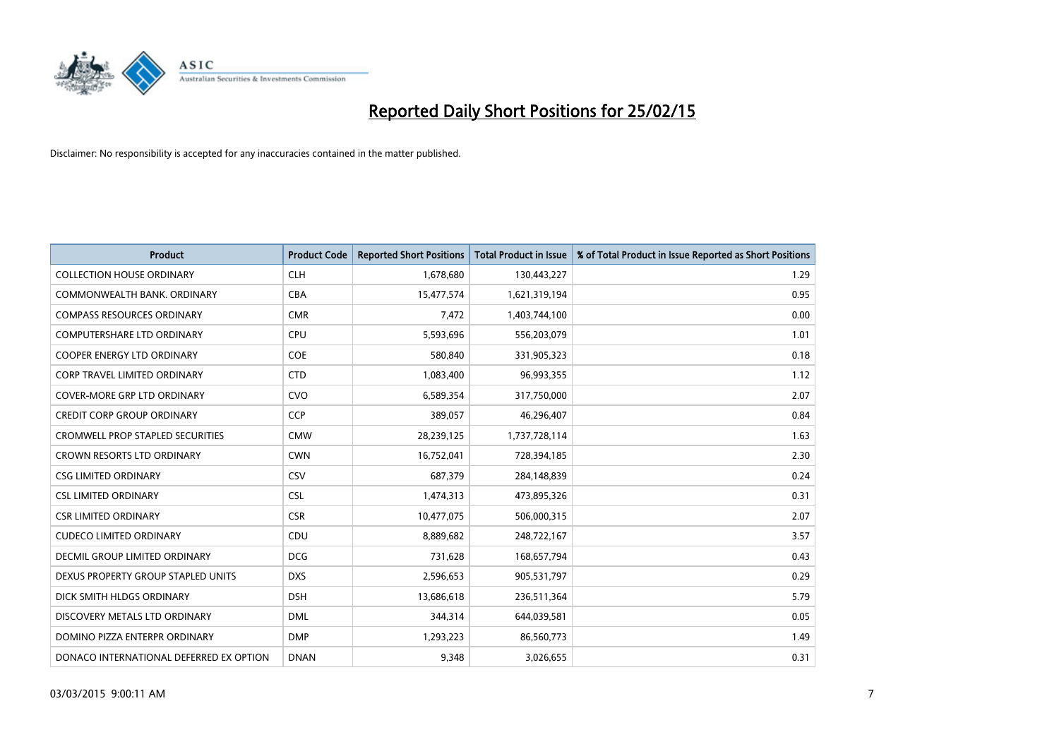# Reported Daily Short Positions for 25/02/15

Disclaimer: No responsibility is accepted for any inaccuracies contained in the matter published.

| Product | Product Code | Reported Short Positions | Total Product in Issue | % of Total Product in Issue Reported as Short Positions |
|---|---|---|---|---|
| COLLECTION HOUSE ORDINARY | CLH | 1,678,680 | 130,443,227 | 1.29 |
| COMMONWEALTH BANK. ORDINARY | CBA | 15,477,574 | 1,621,319,194 | 0.95 |
| COMPASS RESOURCES ORDINARY | CMR | 7,472 | 1,403,744,100 | 0.00 |
| COMPUTERSHARE LTD ORDINARY | CPU | 5,593,696 | 556,203,079 | 1.01 |
| COOPER ENERGY LTD ORDINARY | COE | 580,840 | 331,905,323 | 0.18 |
| CORP TRAVEL LIMITED ORDINARY | CTD | 1,083,400 | 96,993,355 | 1.12 |
| COVER-MORE GRP LTD ORDINARY | CVO | 6,589,354 | 317,750,000 | 2.07 |
| CREDIT CORP GROUP ORDINARY | CCP | 389,057 | 46,296,407 | 0.84 |
| CROMWELL PROP STAPLED SECURITIES | CMW | 28,239,125 | 1,737,728,114 | 1.63 |
| CROWN RESORTS LTD ORDINARY | CWN | 16,752,041 | 728,394,185 | 2.30 |
| CSG LIMITED ORDINARY | CSV | 687,379 | 284,148,839 | 0.24 |
| CSL LIMITED ORDINARY | CSL | 1,474,313 | 473,895,326 | 0.31 |
| CSR LIMITED ORDINARY | CSR | 10,477,075 | 506,000,315 | 2.07 |
| CUDECO LIMITED ORDINARY | CDU | 8,889,682 | 248,722,167 | 3.57 |
| DECMIL GROUP LIMITED ORDINARY | DCG | 731,628 | 168,657,794 | 0.43 |
| DEXUS PROPERTY GROUP STAPLED UNITS | DXS | 2,596,653 | 905,531,797 | 0.29 |
| DICK SMITH HLDGS ORDINARY | DSH | 13,686,618 | 236,511,364 | 5.79 |
| DISCOVERY METALS LTD ORDINARY | DML | 344,314 | 644,039,581 | 0.05 |
| DOMINO PIZZA ENTERPR ORDINARY | DMP | 1,293,223 | 86,560,773 | 1.49 |
| DONACO INTERNATIONAL DEFERRED EX OPTION | DNAN | 9,348 | 3,026,655 | 0.31 |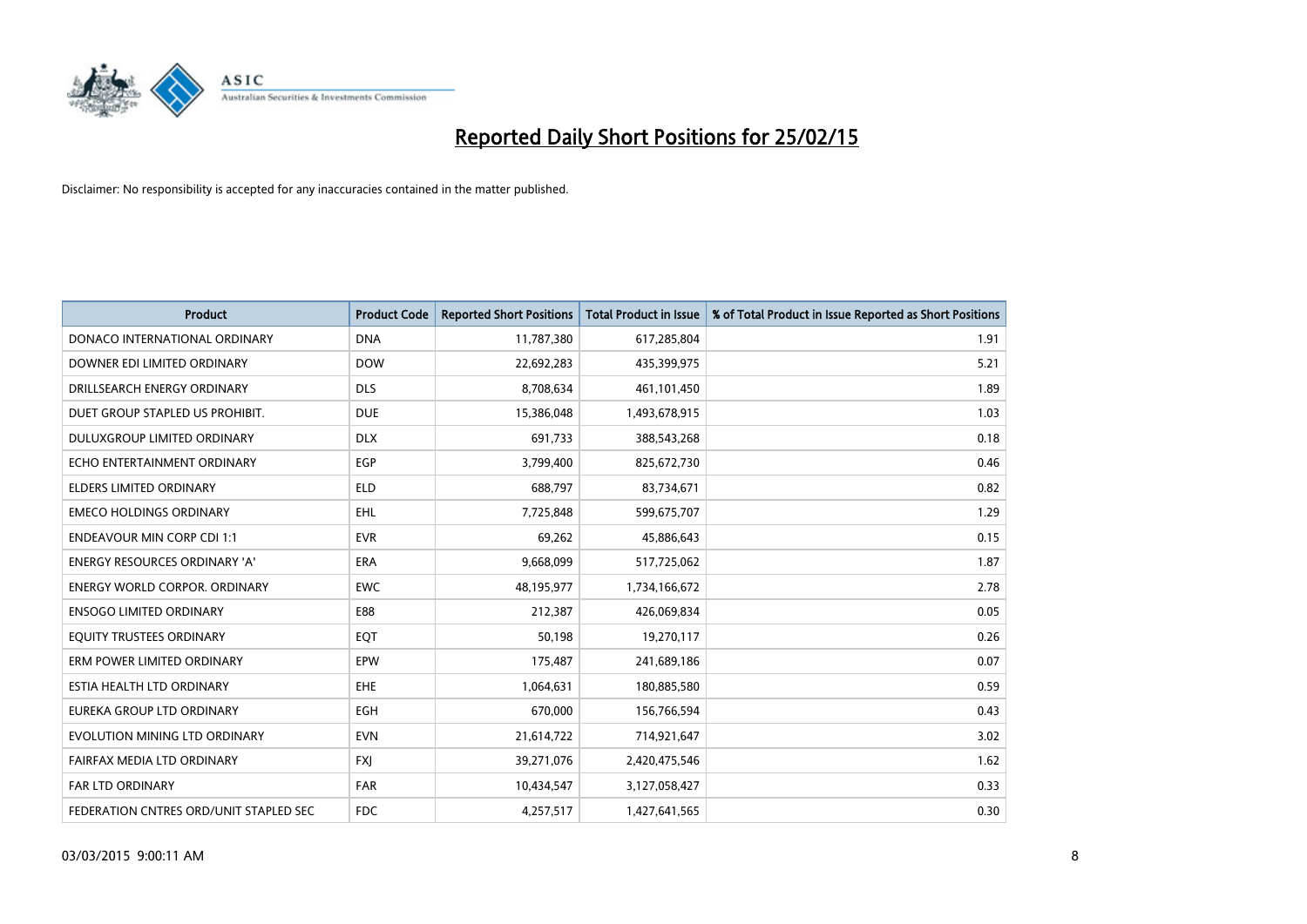# Reported Daily Short Positions for 25/02/15

Disclaimer: No responsibility is accepted for any inaccuracies contained in the matter published.

| Product | Product Code | Reported Short Positions | Total Product in Issue | % of Total Product in Issue Reported as Short Positions |
|---|---|---|---|---|
| DONACO INTERNATIONAL ORDINARY | DNA | 11,787,380 | 617,285,804 | 1.91 |
| DOWNER EDI LIMITED ORDINARY | DOW | 22,692,283 | 435,399,975 | 5.21 |
| DRILLSEARCH ENERGY ORDINARY | DLS | 8,708,634 | 461,101,450 | 1.89 |
| DUET GROUP STAPLED US PROHIBIT. | DUE | 15,386,048 | 1,493,678,915 | 1.03 |
| DULUXGROUP LIMITED ORDINARY | DLX | 691,733 | 388,543,268 | 0.18 |
| ECHO ENTERTAINMENT ORDINARY | EGP | 3,799,400 | 825,672,730 | 0.46 |
| ELDERS LIMITED ORDINARY | ELD | 688,797 | 83,734,671 | 0.82 |
| EMECO HOLDINGS ORDINARY | EHL | 7,725,848 | 599,675,707 | 1.29 |
| ENDEAVOUR MIN CORP CDI 1:1 | EVR | 69,262 | 45,886,643 | 0.15 |
| ENERGY RESOURCES ORDINARY 'A' | ERA | 9,668,099 | 517,725,062 | 1.87 |
| ENERGY WORLD CORPOR. ORDINARY | EWC | 48,195,977 | 1,734,166,672 | 2.78 |
| ENSOGO LIMITED ORDINARY | E88 | 212,387 | 426,069,834 | 0.05 |
| EQUITY TRUSTEES ORDINARY | EQT | 50,198 | 19,270,117 | 0.26 |
| ERM POWER LIMITED ORDINARY | EPW | 175,487 | 241,689,186 | 0.07 |
| ESTIA HEALTH LTD ORDINARY | EHE | 1,064,631 | 180,885,580 | 0.59 |
| EUREKA GROUP LTD ORDINARY | EGH | 670,000 | 156,766,594 | 0.43 |
| EVOLUTION MINING LTD ORDINARY | EVN | 21,614,722 | 714,921,647 | 3.02 |
| FAIRFAX MEDIA LTD ORDINARY | FXJ | 39,271,076 | 2,420,475,546 | 1.62 |
| FAR LTD ORDINARY | FAR | 10,434,547 | 3,127,058,427 | 0.33 |
| FEDERATION CNTRES ORD/UNIT STAPLED SEC | FDC | 4,257,517 | 1,427,641,565 | 0.30 |

03/03/2015 9:00:11 AM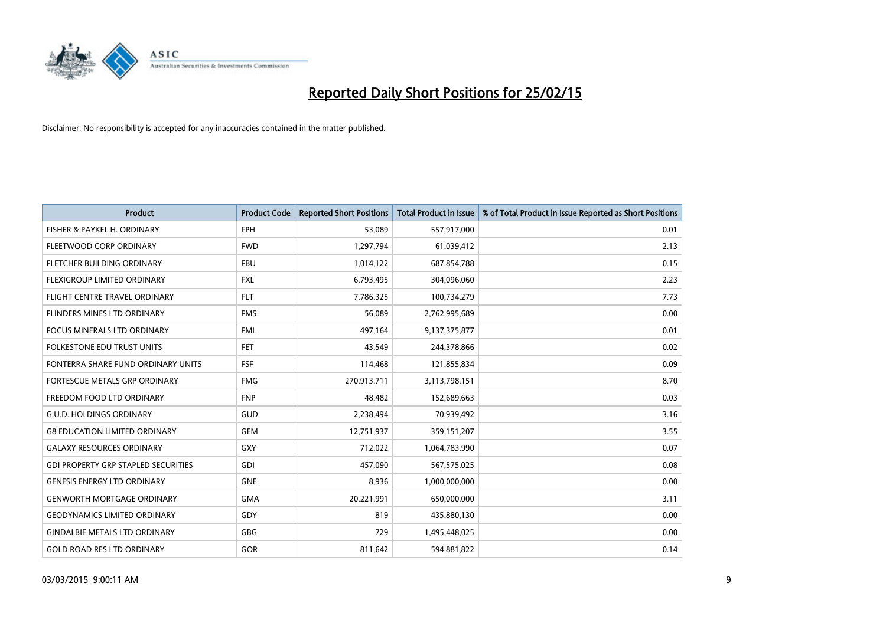# Reported Daily Short Positions for 25/02/15

Disclaimer: No responsibility is accepted for any inaccuracies contained in the matter published.

| Product | Product Code | Reported Short Positions | Total Product in Issue | % of Total Product in Issue Reported as Short Positions |
|---|---|---|---|---|
| FISHER & PAYKEL H. ORDINARY | FPH | 53,089 | 557,917,000 | 0.01 |
| FLEETWOOD CORP ORDINARY | FWD | 1,297,794 | 61,039,412 | 2.13 |
| FLETCHER BUILDING ORDINARY | FBU | 1,014,122 | 687,854,788 | 0.15 |
| FLEXIGROUP LIMITED ORDINARY | FXL | 6,793,495 | 304,096,060 | 2.23 |
| FLIGHT CENTRE TRAVEL ORDINARY | FLT | 7,786,325 | 100,734,279 | 7.73 |
| FLINDERS MINES LTD ORDINARY | FMS | 56,089 | 2,762,995,689 | 0.00 |
| FOCUS MINERALS LTD ORDINARY | FML | 497,164 | 9,137,375,877 | 0.01 |
| FOLKESTONE EDU TRUST UNITS | FET | 43,549 | 244,378,866 | 0.02 |
| FONTERRA SHARE FUND ORDINARY UNITS | FSF | 114,468 | 121,855,834 | 0.09 |
| FORTESCUE METALS GRP ORDINARY | FMG | 270,913,711 | 3,113,798,151 | 8.70 |
| FREEDOM FOOD LTD ORDINARY | FNP | 48,482 | 152,689,663 | 0.03 |
| G.U.D. HOLDINGS ORDINARY | GUD | 2,238,494 | 70,939,492 | 3.16 |
| G8 EDUCATION LIMITED ORDINARY | GEM | 12,751,937 | 359,151,207 | 3.55 |
| GALAXY RESOURCES ORDINARY | GXY | 712,022 | 1,064,783,990 | 0.07 |
| GDI PROPERTY GRP STAPLED SECURITIES | GDI | 457,090 | 567,575,025 | 0.08 |
| GENESIS ENERGY LTD ORDINARY | GNE | 8,936 | 1,000,000,000 | 0.00 |
| GENWORTH MORTGAGE ORDINARY | GMA | 20,221,991 | 650,000,000 | 3.11 |
| GEODYNAMICS LIMITED ORDINARY | GDY | 819 | 435,880,130 | 0.00 |
| GINDALBIE METALS LTD ORDINARY | GBG | 729 | 1,495,448,025 | 0.00 |
| GOLD ROAD RES LTD ORDINARY | GOR | 811,642 | 594,881,822 | 0.14 |

03/03/2015 9:00:11 AM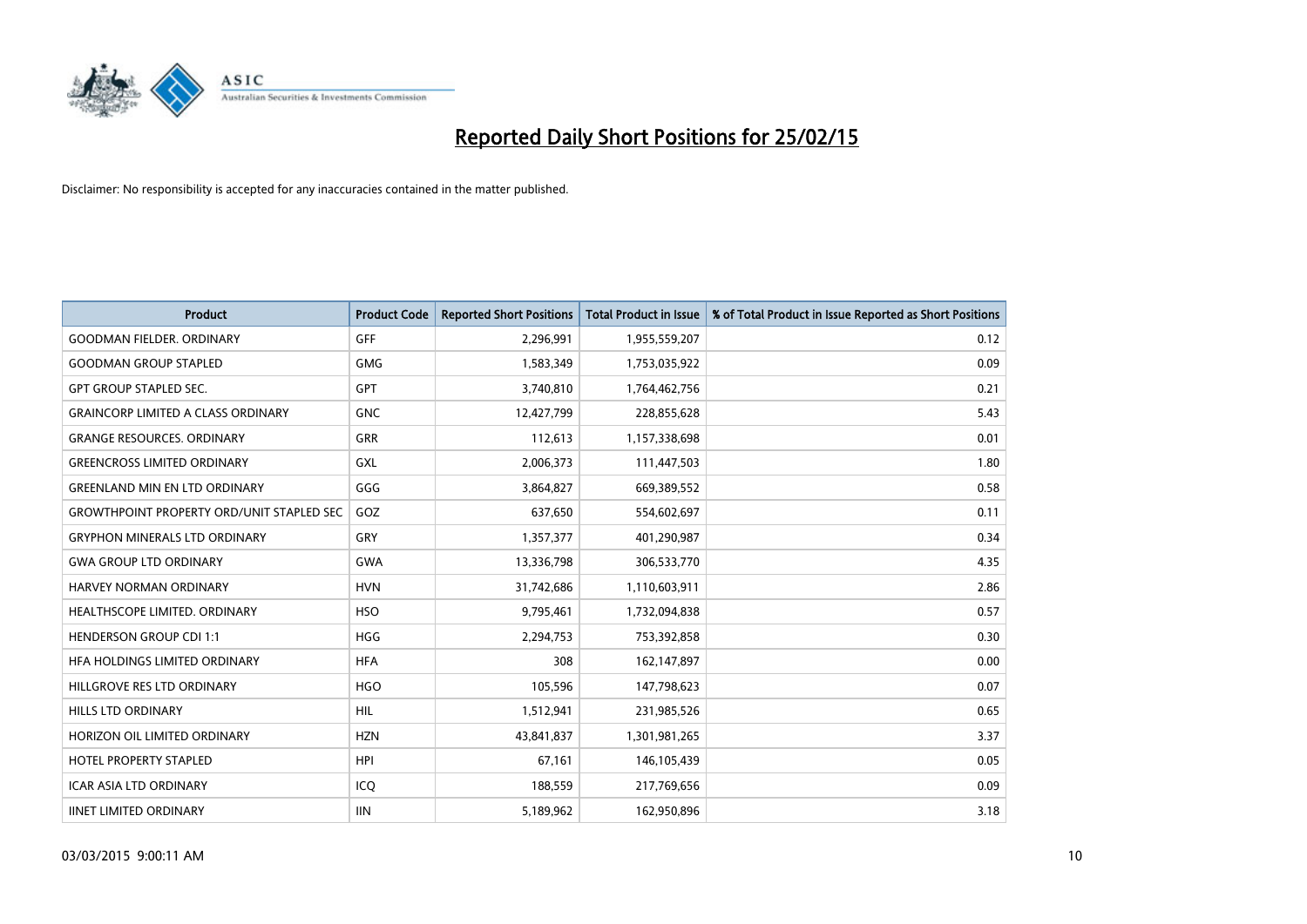# Reported Daily Short Positions for 25/02/15

Disclaimer: No responsibility is accepted for any inaccuracies contained in the matter published.

| Product | Product Code | Reported Short Positions | Total Product in Issue | % of Total Product in Issue Reported as Short Positions |
|---|---|---|---|---|
| GOODMAN FIELDER. ORDINARY | GFF | 2,296,991 | 1,955,559,207 | 0.12 |
| GOODMAN GROUP STAPLED | GMG | 1,583,349 | 1,753,035,922 | 0.09 |
| GPT GROUP STAPLED SEC. | GPT | 3,740,810 | 1,764,462,756 | 0.21 |
| GRAINCORP LIMITED A CLASS ORDINARY | GNC | 12,427,799 | 228,855,628 | 5.43 |
| GRANGE RESOURCES. ORDINARY | GRR | 112,613 | 1,157,338,698 | 0.01 |
| GREENCROSS LIMITED ORDINARY | GXL | 2,006,373 | 111,447,503 | 1.80 |
| GREENLAND MIN EN LTD ORDINARY | GGG | 3,864,827 | 669,389,552 | 0.58 |
| GROWTHPOINT PROPERTY ORD/UNIT STAPLED SEC | GOZ | 637,650 | 554,602,697 | 0.11 |
| GRYPHON MINERALS LTD ORDINARY | GRY | 1,357,377 | 401,290,987 | 0.34 |
| GWA GROUP LTD ORDINARY | GWA | 13,336,798 | 306,533,770 | 4.35 |
| HARVEY NORMAN ORDINARY | HVN | 31,742,686 | 1,110,603,911 | 2.86 |
| HEALTHSCOPE LIMITED. ORDINARY | HSO | 9,795,461 | 1,732,094,838 | 0.57 |
| HENDERSON GROUP CDI 1:1 | HGG | 2,294,753 | 753,392,858 | 0.30 |
| HFA HOLDINGS LIMITED ORDINARY | HFA | 308 | 162,147,897 | 0.00 |
| HILLGROVE RES LTD ORDINARY | HGO | 105,596 | 147,798,623 | 0.07 |
| HILLS LTD ORDINARY | HIL | 1,512,941 | 231,985,526 | 0.65 |
| HORIZON OIL LIMITED ORDINARY | HZN | 43,841,837 | 1,301,981,265 | 3.37 |
| HOTEL PROPERTY STAPLED | HPI | 67,161 | 146,105,439 | 0.05 |
| ICAR ASIA LTD ORDINARY | ICQ | 188,559 | 217,769,656 | 0.09 |
| IINET LIMITED ORDINARY | IIN | 5,189,962 | 162,950,896 | 3.18 |

03/03/2015 9:00:11 AM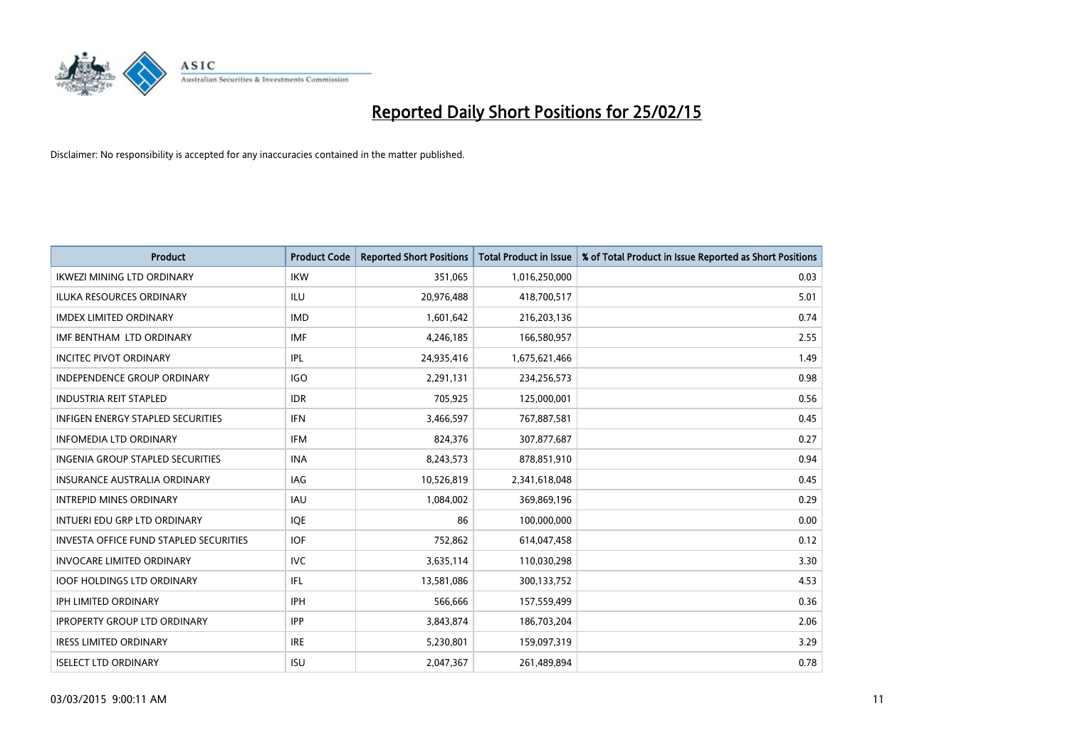# Reported Daily Short Positions for 25/02/15

Disclaimer: No responsibility is accepted for any inaccuracies contained in the matter published.

| Product | Product Code | Reported Short Positions | Total Product in Issue | % of Total Product in Issue Reported as Short Positions |
|---|---|---|---|---|
| IKWEZI MINING LTD ORDINARY | IKW | 351,065 | 1,016,250,000 | 0.03 |
| ILUKA RESOURCES ORDINARY | ILU | 20,976,488 | 418,700,517 | 5.01 |
| IMDEX LIMITED ORDINARY | IMD | 1,601,642 | 216,203,136 | 0.74 |
| IMF BENTHAM LTD ORDINARY | IMF | 4,246,185 | 166,580,957 | 2.55 |
| INCITEC PIVOT ORDINARY | IPL | 24,935,416 | 1,675,621,466 | 1.49 |
| INDEPENDENCE GROUP ORDINARY | IGO | 2,291,131 | 234,256,573 | 0.98 |
| INDUSTRIA REIT STAPLED | IDR | 705,925 | 125,000,001 | 0.56 |
| INFIGEN ENERGY STAPLED SECURITIES | IFN | 3,466,597 | 767,887,581 | 0.45 |
| INFOMEDIA LTD ORDINARY | IFM | 824,376 | 307,877,687 | 0.27 |
| INGENIA GROUP STAPLED SECURITIES | INA | 8,243,573 | 878,851,910 | 0.94 |
| INSURANCE AUSTRALIA ORDINARY | IAG | 10,526,819 | 2,341,618,048 | 0.45 |
| INTREPID MINES ORDINARY | IAU | 1,084,002 | 369,869,196 | 0.29 |
| INTUERI EDU GRP LTD ORDINARY | IQE | 86 | 100,000,000 | 0.00 |
| INVESTA OFFICE FUND STAPLED SECURITIES | IOF | 752,862 | 614,047,458 | 0.12 |
| INVOCARE LIMITED ORDINARY | IVC | 3,635,114 | 110,030,298 | 3.30 |
| IOOF HOLDINGS LTD ORDINARY | IFL | 13,581,086 | 300,133,752 | 4.53 |
| IPH LIMITED ORDINARY | IPH | 566,666 | 157,559,499 | 0.36 |
| IPROPERTY GROUP LTD ORDINARY | IPP | 3,843,874 | 186,703,204 | 2.06 |
| IRESS LIMITED ORDINARY | IRE | 5,230,801 | 159,097,319 | 3.29 |
| ISELECT LTD ORDINARY | ISU | 2,047,367 | 261,489,894 | 0.78 |

03/03/2015 9:00:11 AM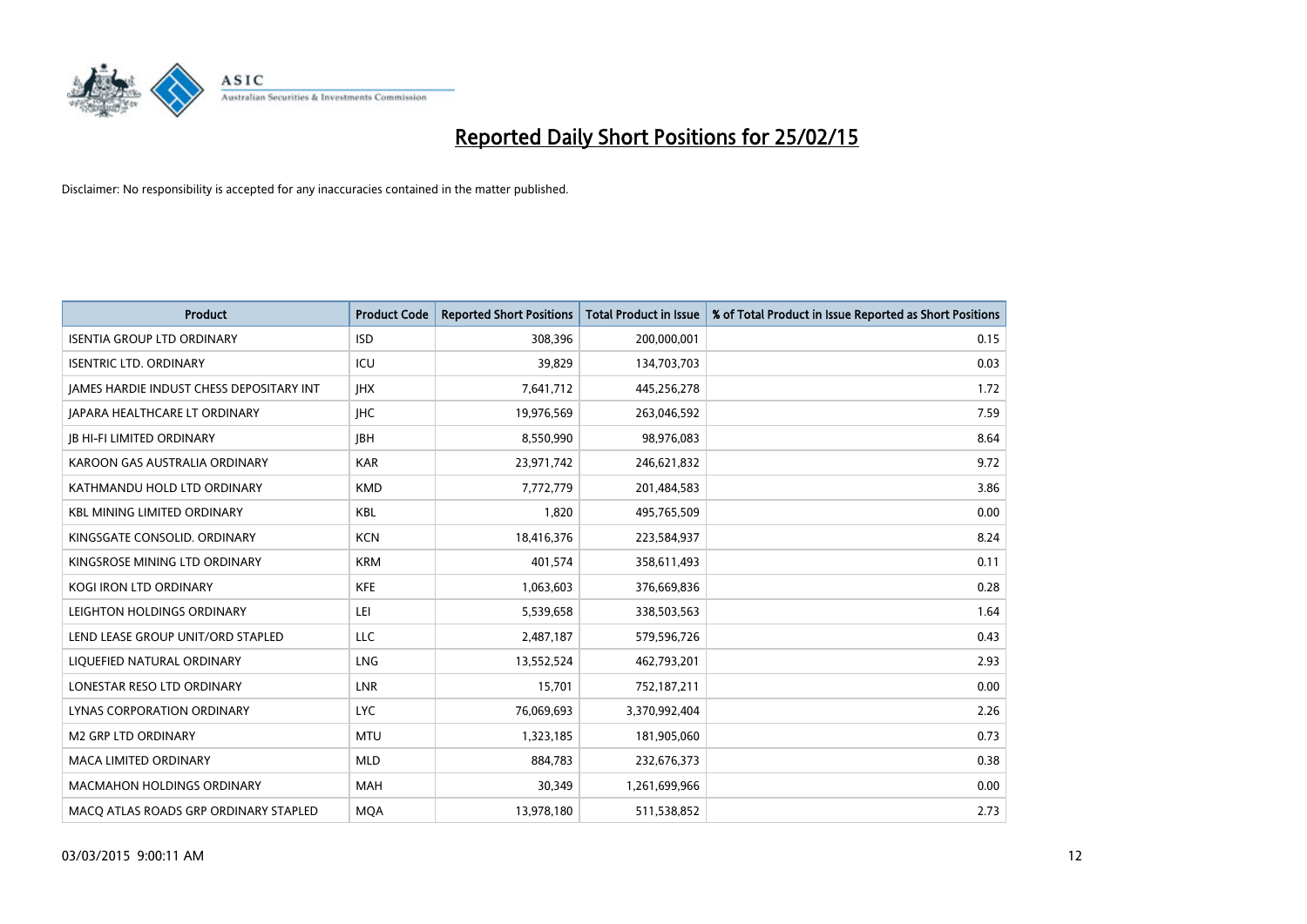# Reported Daily Short Positions for 25/02/15

Disclaimer: No responsibility is accepted for any inaccuracies contained in the matter published.

| Product | Product Code | Reported Short Positions | Total Product in Issue | % of Total Product in Issue Reported as Short Positions |
|---|---|---|---|---|
| ISENTIA GROUP LTD ORDINARY | ISD | 308,396 | 200,000,001 | 0.15 |
| ISENTRIC LTD. ORDINARY | ICU | 39,829 | 134,703,703 | 0.03 |
| JAMES HARDIE INDUST CHESS DEPOSITARY INT | JHX | 7,641,712 | 445,256,278 | 1.72 |
| JAPARA HEALTHCARE LT ORDINARY | JHC | 19,976,569 | 263,046,592 | 7.59 |
| JB HI-FI LIMITED ORDINARY | JBH | 8,550,990 | 98,976,083 | 8.64 |
| KAROON GAS AUSTRALIA ORDINARY | KAR | 23,971,742 | 246,621,832 | 9.72 |
| KATHMANDU HOLD LTD ORDINARY | KMD | 7,772,779 | 201,484,583 | 3.86 |
| KBL MINING LIMITED ORDINARY | KBL | 1,820 | 495,765,509 | 0.00 |
| KINGSGATE CONSOLID. ORDINARY | KCN | 18,416,376 | 223,584,937 | 8.24 |
| KINGSROSE MINING LTD ORDINARY | KRM | 401,574 | 358,611,493 | 0.11 |
| KOGI IRON LTD ORDINARY | KFE | 1,063,603 | 376,669,836 | 0.28 |
| LEIGHTON HOLDINGS ORDINARY | LEI | 5,539,658 | 338,503,563 | 1.64 |
| LEND LEASE GROUP UNIT/ORD STAPLED | LLC | 2,487,187 | 579,596,726 | 0.43 |
| LIQUEFIED NATURAL ORDINARY | LNG | 13,552,524 | 462,793,201 | 2.93 |
| LONESTAR RESO LTD ORDINARY | LNR | 15,701 | 752,187,211 | 0.00 |
| LYNAS CORPORATION ORDINARY | LYC | 76,069,693 | 3,370,992,404 | 2.26 |
| M2 GRP LTD ORDINARY | MTU | 1,323,185 | 181,905,060 | 0.73 |
| MACA LIMITED ORDINARY | MLD | 884,783 | 232,676,373 | 0.38 |
| MACMAHON HOLDINGS ORDINARY | MAH | 30,349 | 1,261,699,966 | 0.00 |
| MACQ ATLAS ROADS GRP ORDINARY STAPLED | MQA | 13,978,180 | 511,538,852 | 2.73 |

03/03/2015 9:00:11 AM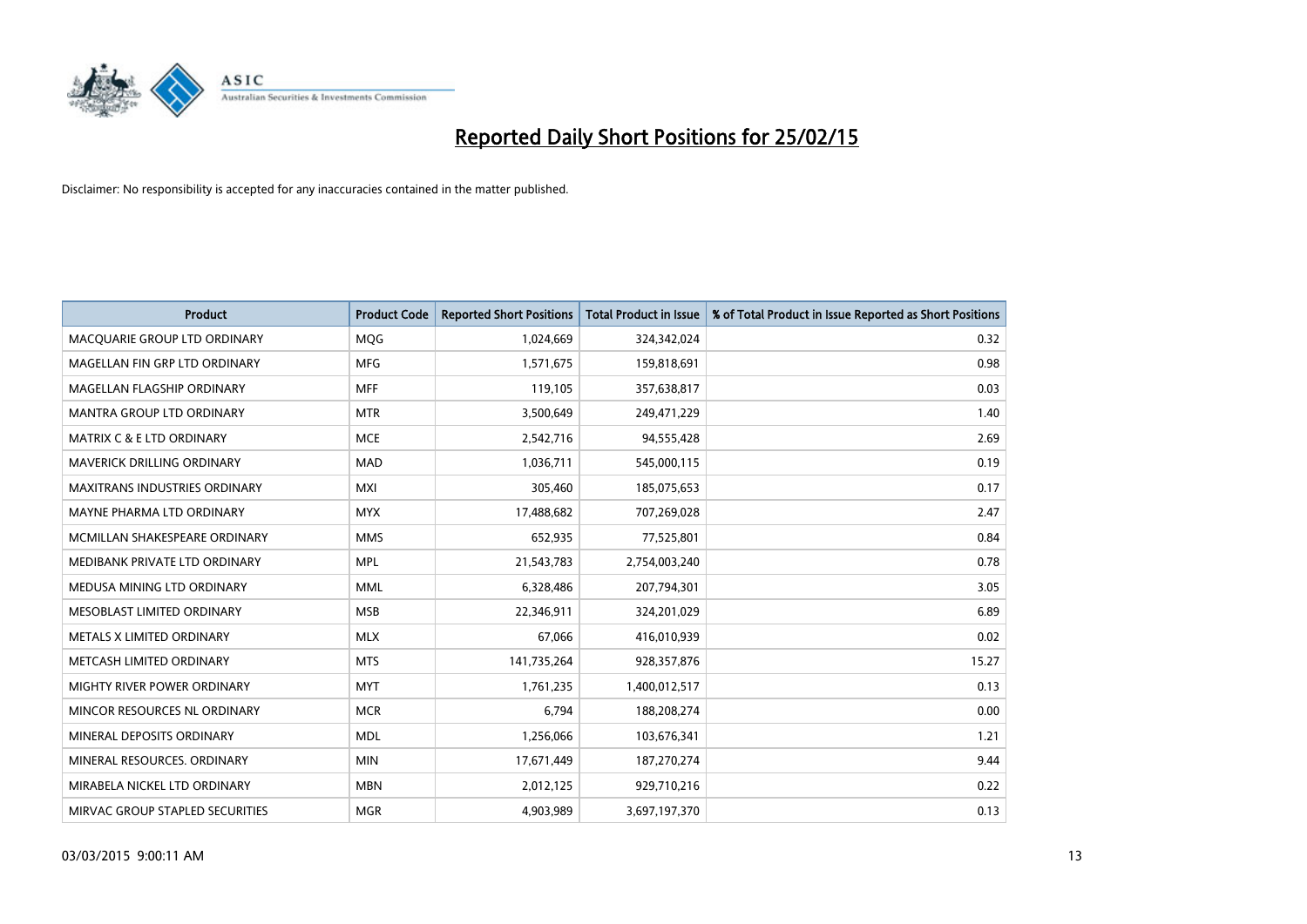# Reported Daily Short Positions for 25/02/15

Disclaimer: No responsibility is accepted for any inaccuracies contained in the matter published.

| Product | Product Code | Reported Short Positions | Total Product in Issue | % of Total Product in Issue Reported as Short Positions |
|---|---|---|---|---|
| MACQUARIE GROUP LTD ORDINARY | MQG | 1,024,669 | 324,342,024 | 0.32 |
| MAGELLAN FIN GRP LTD ORDINARY | MFG | 1,571,675 | 159,818,691 | 0.98 |
| MAGELLAN FLAGSHIP ORDINARY | MFF | 119,105 | 357,638,817 | 0.03 |
| MANTRA GROUP LTD ORDINARY | MTR | 3,500,649 | 249,471,229 | 1.40 |
| MATRIX C & E LTD ORDINARY | MCE | 2,542,716 | 94,555,428 | 2.69 |
| MAVERICK DRILLING ORDINARY | MAD | 1,036,711 | 545,000,115 | 0.19 |
| MAXITRANS INDUSTRIES ORDINARY | MXI | 305,460 | 185,075,653 | 0.17 |
| MAYNE PHARMA LTD ORDINARY | MYX | 17,488,682 | 707,269,028 | 2.47 |
| MCMILLAN SHAKESPEARE ORDINARY | MMS | 652,935 | 77,525,801 | 0.84 |
| MEDIBANK PRIVATE LTD ORDINARY | MPL | 21,543,783 | 2,754,003,240 | 0.78 |
| MEDUSA MINING LTD ORDINARY | MML | 6,328,486 | 207,794,301 | 3.05 |
| MESOBLAST LIMITED ORDINARY | MSB | 22,346,911 | 324,201,029 | 6.89 |
| METALS X LIMITED ORDINARY | MLX | 67,066 | 416,010,939 | 0.02 |
| METCASH LIMITED ORDINARY | MTS | 141,735,264 | 928,357,876 | 15.27 |
| MIGHTY RIVER POWER ORDINARY | MYT | 1,761,235 | 1,400,012,517 | 0.13 |
| MINCOR RESOURCES NL ORDINARY | MCR | 6,794 | 188,208,274 | 0.00 |
| MINERAL DEPOSITS ORDINARY | MDL | 1,256,066 | 103,676,341 | 1.21 |
| MINERAL RESOURCES. ORDINARY | MIN | 17,671,449 | 187,270,274 | 9.44 |
| MIRABELA NICKEL LTD ORDINARY | MBN | 2,012,125 | 929,710,216 | 0.22 |
| MIRVAC GROUP STAPLED SECURITIES | MGR | 4,903,989 | 3,697,197,370 | 0.13 |

03/03/2015 9:00:11 AM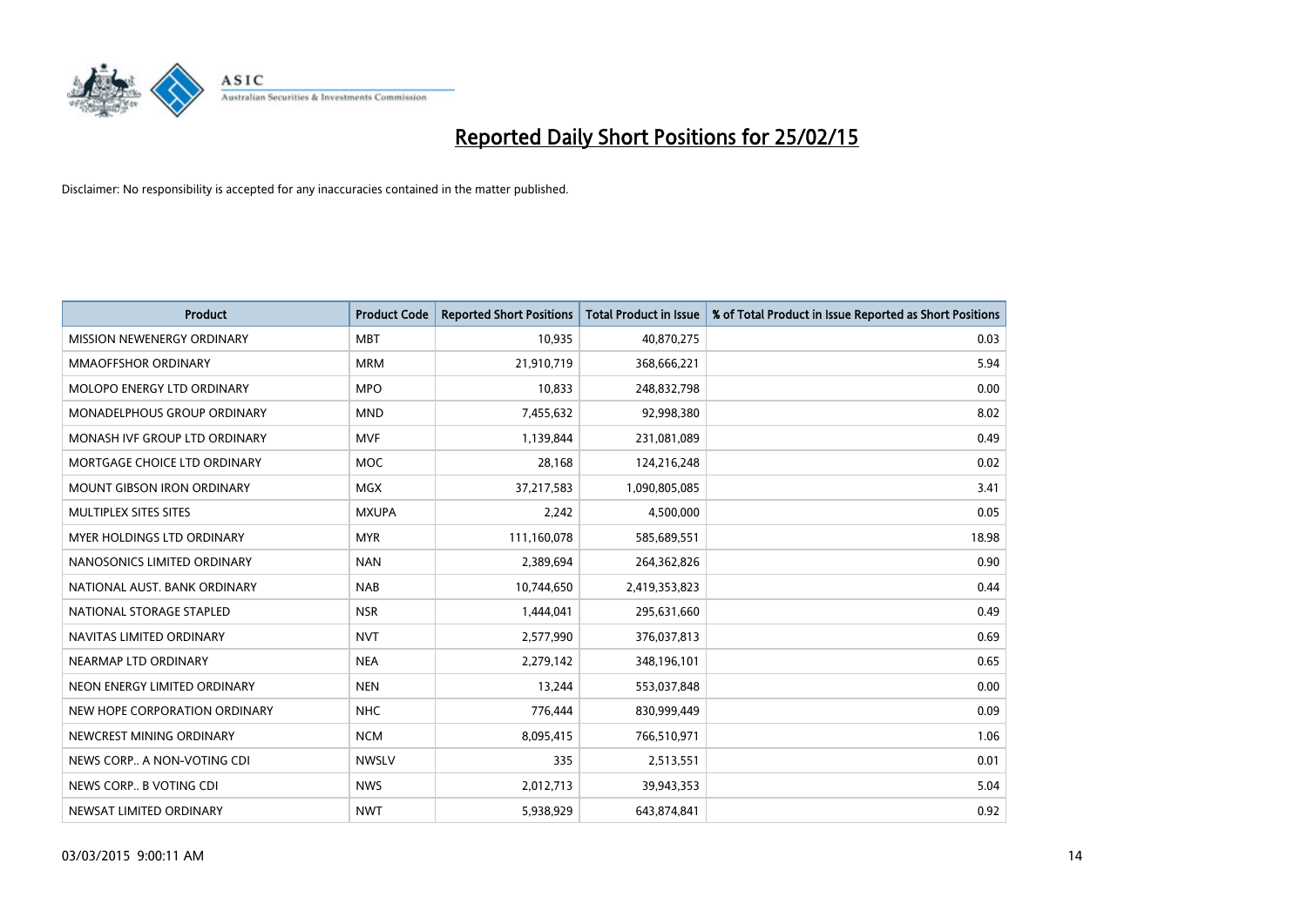# Reported Daily Short Positions for 25/02/15

Disclaimer: No responsibility is accepted for any inaccuracies contained in the matter published.

| Product | Product Code | Reported Short Positions | Total Product in Issue | % of Total Product in Issue Reported as Short Positions |
|---|---|---|---|---|
| MISSION NEWENERGY ORDINARY | MBT | 10,935 | 40,870,275 | 0.03 |
| MMAOFFSHOR ORDINARY | MRM | 21,910,719 | 368,666,221 | 5.94 |
| MOLOPO ENERGY LTD ORDINARY | MPO | 10,833 | 248,832,798 | 0.00 |
| MONADELPHOUS GROUP ORDINARY | MND | 7,455,632 | 92,998,380 | 8.02 |
| MONASH IVF GROUP LTD ORDINARY | MVF | 1,139,844 | 231,081,089 | 0.49 |
| MORTGAGE CHOICE LTD ORDINARY | MOC | 28,168 | 124,216,248 | 0.02 |
| MOUNT GIBSON IRON ORDINARY | MGX | 37,217,583 | 1,090,805,085 | 3.41 |
| MULTIPLEX SITES SITES | MXUPA | 2,242 | 4,500,000 | 0.05 |
| MYER HOLDINGS LTD ORDINARY | MYR | 111,160,078 | 585,689,551 | 18.98 |
| NANOSONICS LIMITED ORDINARY | NAN | 2,389,694 | 264,362,826 | 0.90 |
| NATIONAL AUST. BANK ORDINARY | NAB | 10,744,650 | 2,419,353,823 | 0.44 |
| NATIONAL STORAGE STAPLED | NSR | 1,444,041 | 295,631,660 | 0.49 |
| NAVITAS LIMITED ORDINARY | NVT | 2,577,990 | 376,037,813 | 0.69 |
| NEARMAP LTD ORDINARY | NEA | 2,279,142 | 348,196,101 | 0.65 |
| NEON ENERGY LIMITED ORDINARY | NEN | 13,244 | 553,037,848 | 0.00 |
| NEW HOPE CORPORATION ORDINARY | NHC | 776,444 | 830,999,449 | 0.09 |
| NEWCREST MINING ORDINARY | NCM | 8,095,415 | 766,510,971 | 1.06 |
| NEWS CORP.. A NON-VOTING CDI | NWSLV | 335 | 2,513,551 | 0.01 |
| NEWS CORP.. B VOTING CDI | NWS | 2,012,713 | 39,943,353 | 5.04 |
| NEWSAT LIMITED ORDINARY | NWT | 5,938,929 | 643,874,841 | 0.92 |

03/03/2015 9:00:11 AM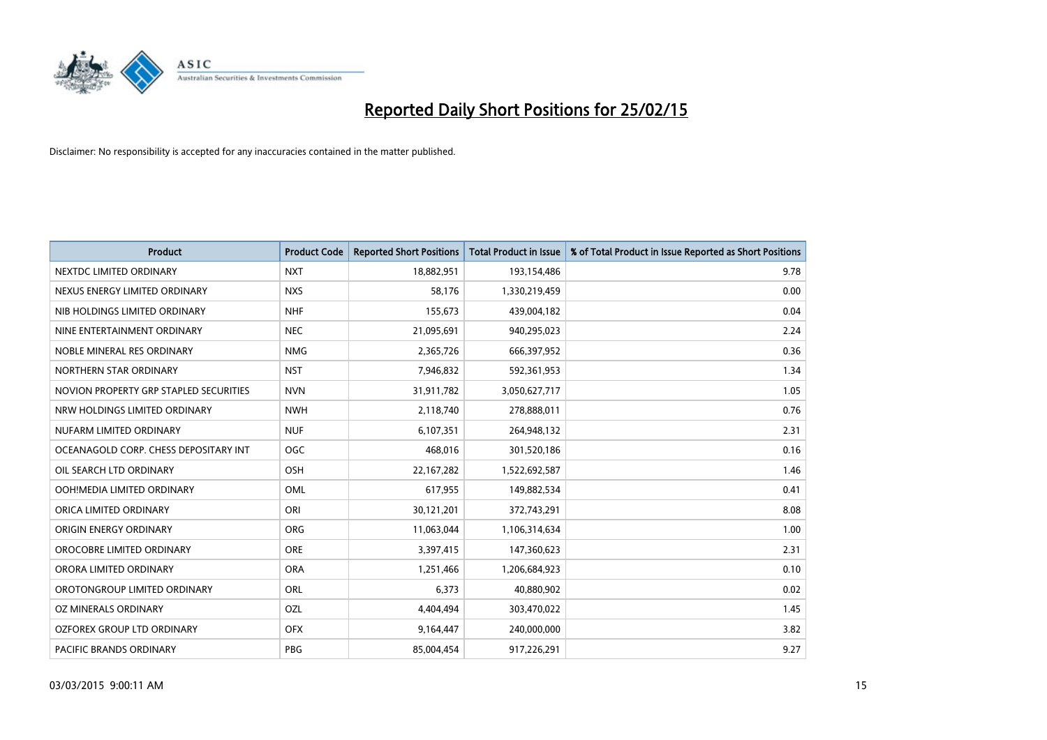# Reported Daily Short Positions for 25/02/15

Disclaimer: No responsibility is accepted for any inaccuracies contained in the matter published.

| Product | Product Code | Reported Short Positions | Total Product in Issue | % of Total Product in Issue Reported as Short Positions |
|---|---|---|---|---|
| NEXTDC LIMITED ORDINARY | NXT | 18,882,951 | 193,154,486 | 9.78 |
| NEXUS ENERGY LIMITED ORDINARY | NXS | 58,176 | 1,330,219,459 | 0.00 |
| NIB HOLDINGS LIMITED ORDINARY | NHF | 155,673 | 439,004,182 | 0.04 |
| NINE ENTERTAINMENT ORDINARY | NEC | 21,095,691 | 940,295,023 | 2.24 |
| NOBLE MINERAL RES ORDINARY | NMG | 2,365,726 | 666,397,952 | 0.36 |
| NORTHERN STAR ORDINARY | NST | 7,946,832 | 592,361,953 | 1.34 |
| NOVION PROPERTY GRP STAPLED SECURITIES | NVN | 31,911,782 | 3,050,627,717 | 1.05 |
| NRW HOLDINGS LIMITED ORDINARY | NWH | 2,118,740 | 278,888,011 | 0.76 |
| NUFARM LIMITED ORDINARY | NUF | 6,107,351 | 264,948,132 | 2.31 |
| OCEANAGOLD CORP. CHESS DEPOSITARY INT | OGC | 468,016 | 301,520,186 | 0.16 |
| OIL SEARCH LTD ORDINARY | OSH | 22,167,282 | 1,522,692,587 | 1.46 |
| OOH!MEDIA LIMITED ORDINARY | OML | 617,955 | 149,882,534 | 0.41 |
| ORICA LIMITED ORDINARY | ORI | 30,121,201 | 372,743,291 | 8.08 |
| ORIGIN ENERGY ORDINARY | ORG | 11,063,044 | 1,106,314,634 | 1.00 |
| OROCOBRE LIMITED ORDINARY | ORE | 3,397,415 | 147,360,623 | 2.31 |
| ORORA LIMITED ORDINARY | ORA | 1,251,466 | 1,206,684,923 | 0.10 |
| OROTONGROUP LIMITED ORDINARY | ORL | 6,373 | 40,880,902 | 0.02 |
| OZ MINERALS ORDINARY | OZL | 4,404,494 | 303,470,022 | 1.45 |
| OZFOREX GROUP LTD ORDINARY | OFX | 9,164,447 | 240,000,000 | 3.82 |
| PACIFIC BRANDS ORDINARY | PBG | 85,004,454 | 917,226,291 | 9.27 |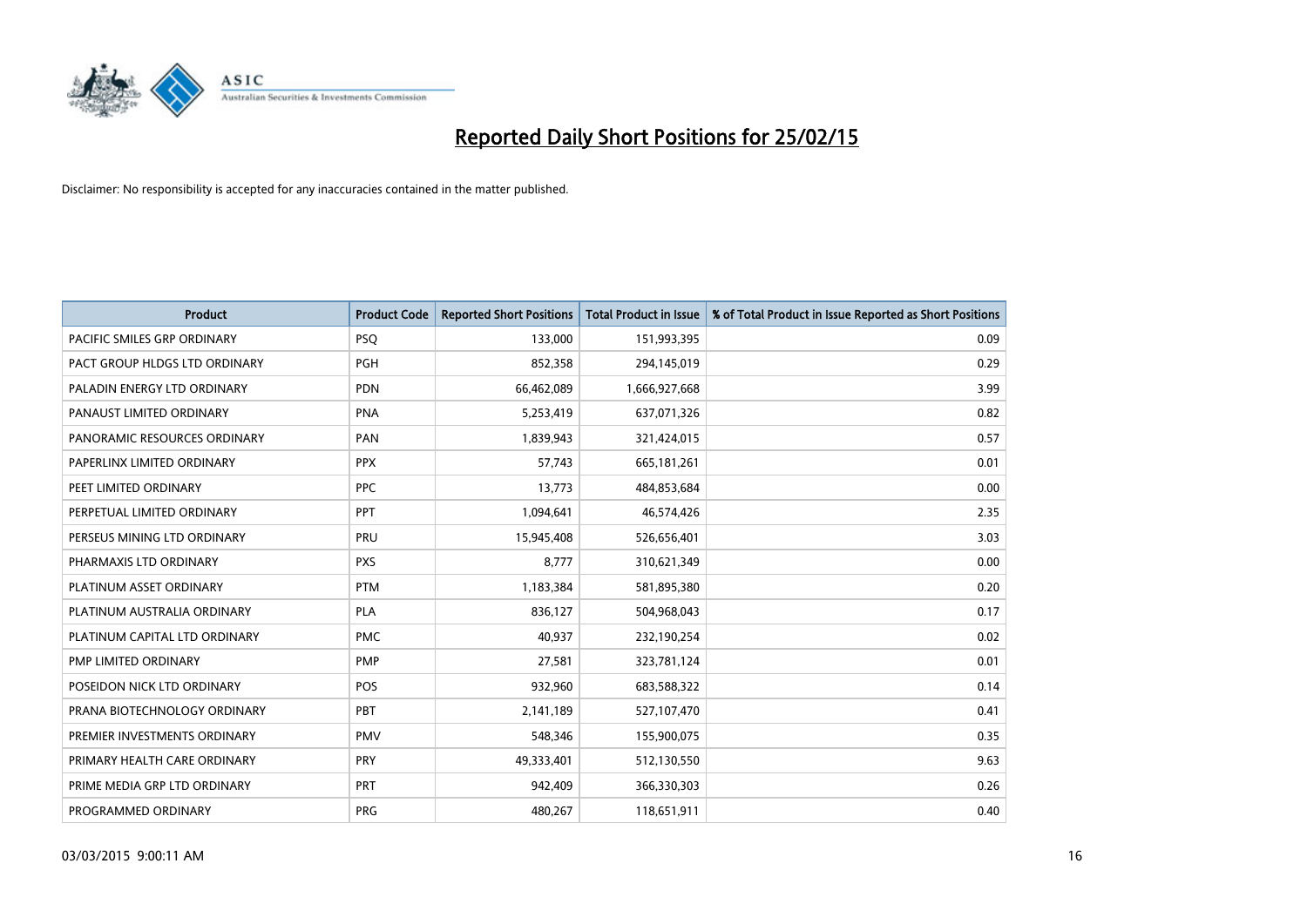# Reported Daily Short Positions for 25/02/15

Disclaimer: No responsibility is accepted for any inaccuracies contained in the matter published.

| Product | Product Code | Reported Short Positions | Total Product in Issue | % of Total Product in Issue Reported as Short Positions |
|---|---|---|---|---|
| PACIFIC SMILES GRP ORDINARY | PSQ | 133,000 | 151,993,395 | 0.09 |
| PACT GROUP HLDGS LTD ORDINARY | PGH | 852,358 | 294,145,019 | 0.29 |
| PALADIN ENERGY LTD ORDINARY | PDN | 66,462,089 | 1,666,927,668 | 3.99 |
| PANAUST LIMITED ORDINARY | PNA | 5,253,419 | 637,071,326 | 0.82 |
| PANORAMIC RESOURCES ORDINARY | PAN | 1,839,943 | 321,424,015 | 0.57 |
| PAPERLINX LIMITED ORDINARY | PPX | 57,743 | 665,181,261 | 0.01 |
| PEET LIMITED ORDINARY | PPC | 13,773 | 484,853,684 | 0.00 |
| PERPETUAL LIMITED ORDINARY | PPT | 1,094,641 | 46,574,426 | 2.35 |
| PERSEUS MINING LTD ORDINARY | PRU | 15,945,408 | 526,656,401 | 3.03 |
| PHARMAXIS LTD ORDINARY | PXS | 8,777 | 310,621,349 | 0.00 |
| PLATINUM ASSET ORDINARY | PTM | 1,183,384 | 581,895,380 | 0.20 |
| PLATINUM AUSTRALIA ORDINARY | PLA | 836,127 | 504,968,043 | 0.17 |
| PLATINUM CAPITAL LTD ORDINARY | PMC | 40,937 | 232,190,254 | 0.02 |
| PMP LIMITED ORDINARY | PMP | 27,581 | 323,781,124 | 0.01 |
| POSEIDON NICK LTD ORDINARY | POS | 932,960 | 683,588,322 | 0.14 |
| PRANA BIOTECHNOLOGY ORDINARY | PBT | 2,141,189 | 527,107,470 | 0.41 |
| PREMIER INVESTMENTS ORDINARY | PMV | 548,346 | 155,900,075 | 0.35 |
| PRIMARY HEALTH CARE ORDINARY | PRY | 49,333,401 | 512,130,550 | 9.63 |
| PRIME MEDIA GRP LTD ORDINARY | PRT | 942,409 | 366,330,303 | 0.26 |
| PROGRAMMED ORDINARY | PRG | 480,267 | 118,651,911 | 0.40 |

03/03/2015 9:00:11 AM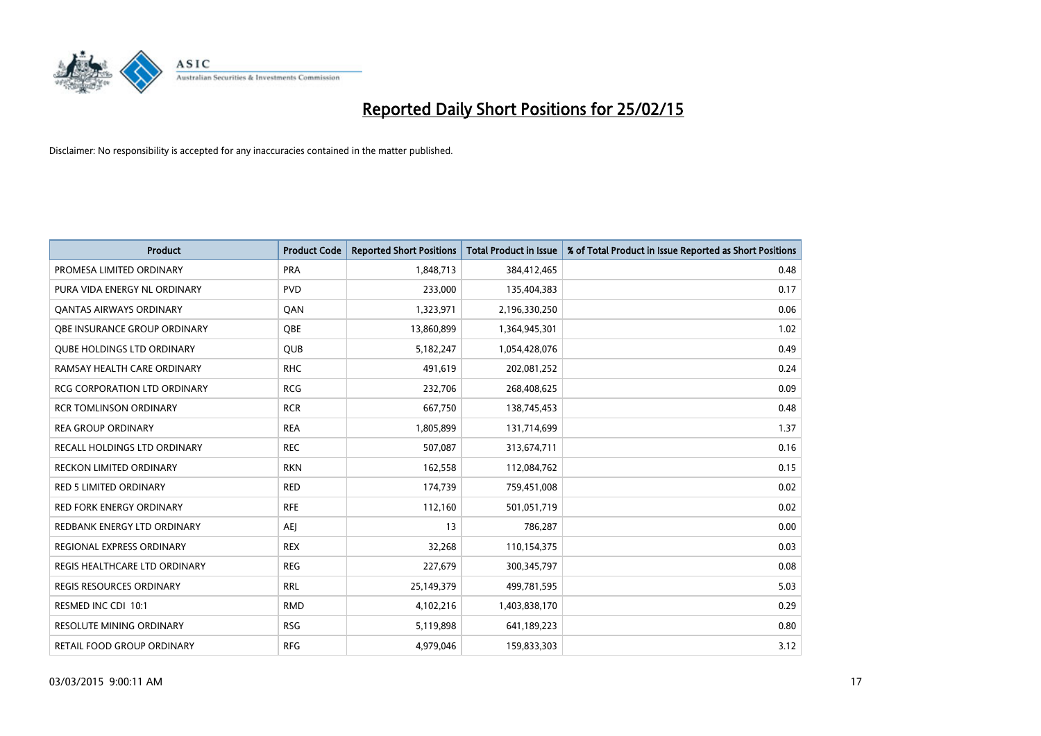# Reported Daily Short Positions for 25/02/15

Disclaimer: No responsibility is accepted for any inaccuracies contained in the matter published.

| Product | Product Code | Reported Short Positions | Total Product in Issue | % of Total Product in Issue Reported as Short Positions |
|---|---|---|---|---|
| PROMESA LIMITED ORDINARY | PRA | 1,848,713 | 384,412,465 | 0.48 |
| PURA VIDA ENERGY NL ORDINARY | PVD | 233,000 | 135,404,383 | 0.17 |
| QANTAS AIRWAYS ORDINARY | QAN | 1,323,971 | 2,196,330,250 | 0.06 |
| QBE INSURANCE GROUP ORDINARY | QBE | 13,860,899 | 1,364,945,301 | 1.02 |
| QUBE HOLDINGS LTD ORDINARY | QUB | 5,182,247 | 1,054,428,076 | 0.49 |
| RAMSAY HEALTH CARE ORDINARY | RHC | 491,619 | 202,081,252 | 0.24 |
| RCG CORPORATION LTD ORDINARY | RCG | 232,706 | 268,408,625 | 0.09 |
| RCR TOMLINSON ORDINARY | RCR | 667,750 | 138,745,453 | 0.48 |
| REA GROUP ORDINARY | REA | 1,805,899 | 131,714,699 | 1.37 |
| RECALL HOLDINGS LTD ORDINARY | REC | 507,087 | 313,674,711 | 0.16 |
| RECKON LIMITED ORDINARY | RKN | 162,558 | 112,084,762 | 0.15 |
| RED 5 LIMITED ORDINARY | RED | 174,739 | 759,451,008 | 0.02 |
| RED FORK ENERGY ORDINARY | RFE | 112,160 | 501,051,719 | 0.02 |
| REDBANK ENERGY LTD ORDINARY | AEJ | 13 | 786,287 | 0.00 |
| REGIONAL EXPRESS ORDINARY | REX | 32,268 | 110,154,375 | 0.03 |
| REGIS HEALTHCARE LTD ORDINARY | REG | 227,679 | 300,345,797 | 0.08 |
| REGIS RESOURCES ORDINARY | RRL | 25,149,379 | 499,781,595 | 5.03 |
| RESMED INC CDI 10:1 | RMD | 4,102,216 | 1,403,838,170 | 0.29 |
| RESOLUTE MINING ORDINARY | RSG | 5,119,898 | 641,189,223 | 0.80 |
| RETAIL FOOD GROUP ORDINARY | RFG | 4,979,046 | 159,833,303 | 3.12 |

03/03/2015 9:00:11 AM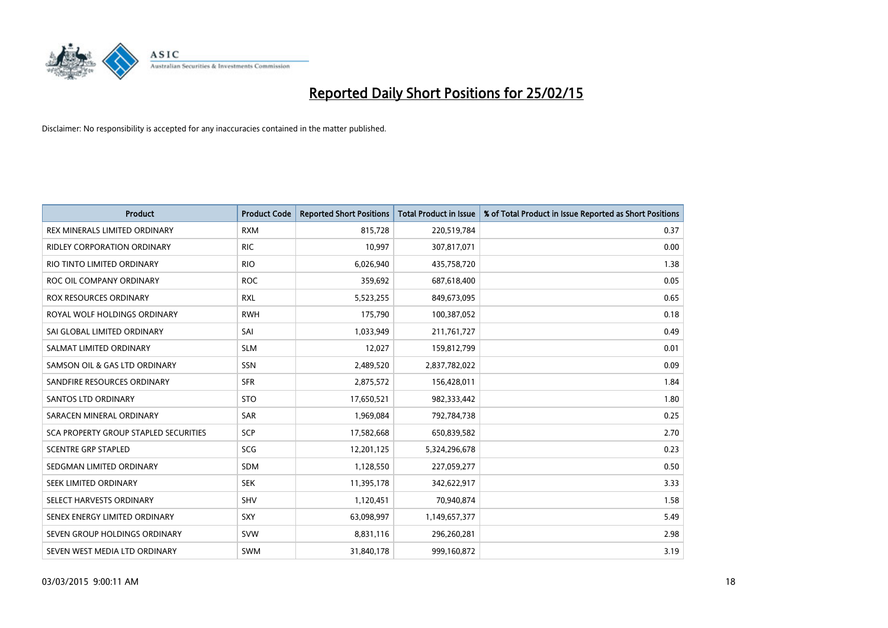# Reported Daily Short Positions for 25/02/15

Disclaimer: No responsibility is accepted for any inaccuracies contained in the matter published.

| Product | Product Code | Reported Short Positions | Total Product in Issue | % of Total Product in Issue Reported as Short Positions |
|---|---|---|---|---|
| REX MINERALS LIMITED ORDINARY | RXM | 815,728 | 220,519,784 | 0.37 |
| RIDLEY CORPORATION ORDINARY | RIC | 10,997 | 307,817,071 | 0.00 |
| RIO TINTO LIMITED ORDINARY | RIO | 6,026,940 | 435,758,720 | 1.38 |
| ROC OIL COMPANY ORDINARY | ROC | 359,692 | 687,618,400 | 0.05 |
| ROX RESOURCES ORDINARY | RXL | 5,523,255 | 849,673,095 | 0.65 |
| ROYAL WOLF HOLDINGS ORDINARY | RWH | 175,790 | 100,387,052 | 0.18 |
| SAI GLOBAL LIMITED ORDINARY | SAI | 1,033,949 | 211,761,727 | 0.49 |
| SALMAT LIMITED ORDINARY | SLM | 12,027 | 159,812,799 | 0.01 |
| SAMSON OIL & GAS LTD ORDINARY | SSN | 2,489,520 | 2,837,782,022 | 0.09 |
| SANDFIRE RESOURCES ORDINARY | SFR | 2,875,572 | 156,428,011 | 1.84 |
| SANTOS LTD ORDINARY | STO | 17,650,521 | 982,333,442 | 1.80 |
| SARACEN MINERAL ORDINARY | SAR | 1,969,084 | 792,784,738 | 0.25 |
| SCA PROPERTY GROUP STAPLED SECURITIES | SCP | 17,582,668 | 650,839,582 | 2.70 |
| SCENTRE GRP STAPLED | SCG | 12,201,125 | 5,324,296,678 | 0.23 |
| SEDGMAN LIMITED ORDINARY | SDM | 1,128,550 | 227,059,277 | 0.50 |
| SEEK LIMITED ORDINARY | SEK | 11,395,178 | 342,622,917 | 3.33 |
| SELECT HARVESTS ORDINARY | SHV | 1,120,451 | 70,940,874 | 1.58 |
| SENEX ENERGY LIMITED ORDINARY | SXY | 63,098,997 | 1,149,657,377 | 5.49 |
| SEVEN GROUP HOLDINGS ORDINARY | SVW | 8,831,116 | 296,260,281 | 2.98 |
| SEVEN WEST MEDIA LTD ORDINARY | SWM | 31,840,178 | 999,160,872 | 3.19 |

03/03/2015 9:00:11 AM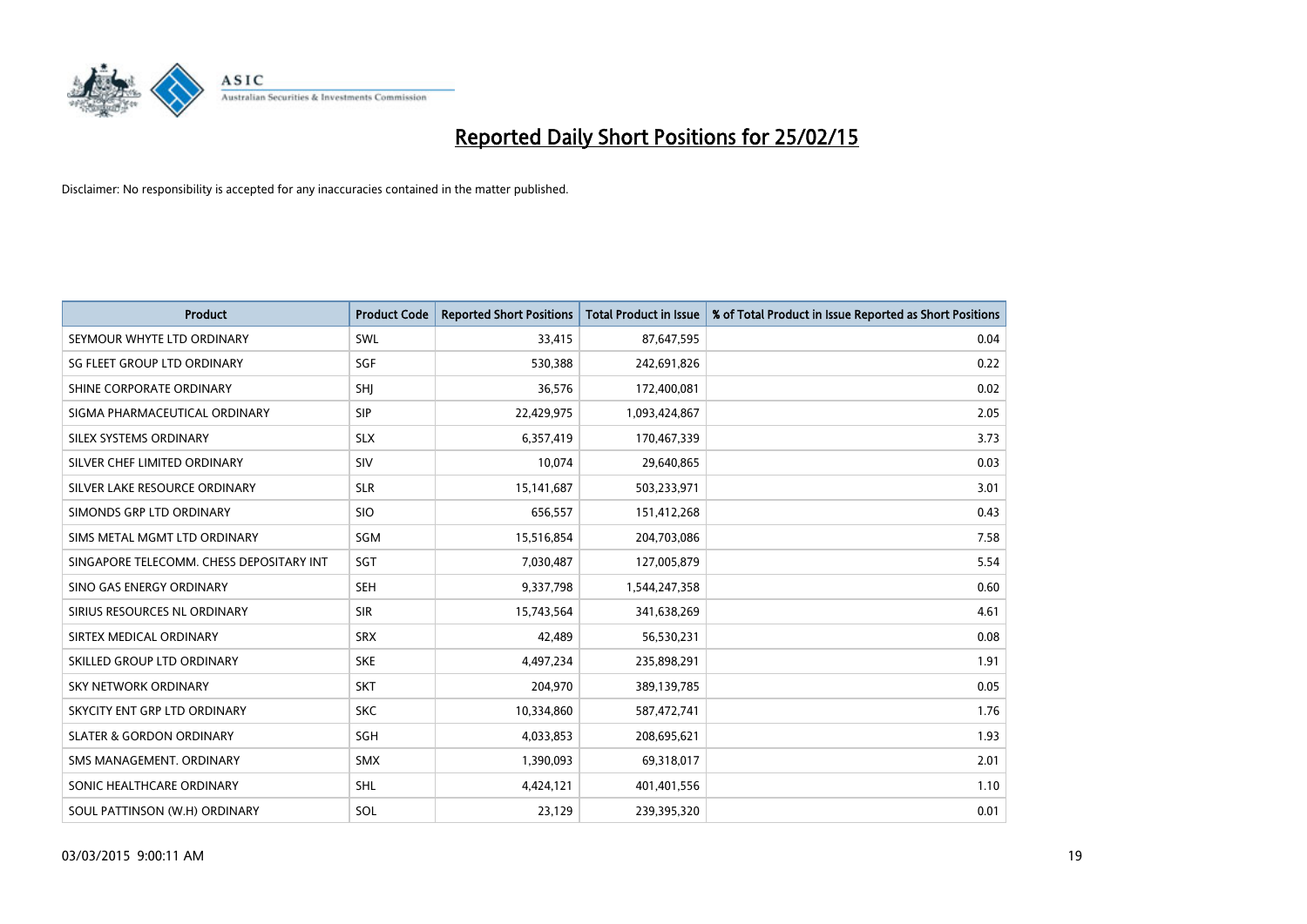# Reported Daily Short Positions for 25/02/15

Disclaimer: No responsibility is accepted for any inaccuracies contained in the matter published.

| Product | Product Code | Reported Short Positions | Total Product in Issue | % of Total Product in Issue Reported as Short Positions |
|---|---|---|---|---|
| SEYMOUR WHYTE LTD ORDINARY | SWL | 33,415 | 87,647,595 | 0.04 |
| SG FLEET GROUP LTD ORDINARY | SGF | 530,388 | 242,691,826 | 0.22 |
| SHINE CORPORATE ORDINARY | SHJ | 36,576 | 172,400,081 | 0.02 |
| SIGMA PHARMACEUTICAL ORDINARY | SIP | 22,429,975 | 1,093,424,867 | 2.05 |
| SILEX SYSTEMS ORDINARY | SLX | 6,357,419 | 170,467,339 | 3.73 |
| SILVER CHEF LIMITED ORDINARY | SIV | 10,074 | 29,640,865 | 0.03 |
| SILVER LAKE RESOURCE ORDINARY | SLR | 15,141,687 | 503,233,971 | 3.01 |
| SIMONDS GRP LTD ORDINARY | SIO | 656,557 | 151,412,268 | 0.43 |
| SIMS METAL MGMT LTD ORDINARY | SGM | 15,516,854 | 204,703,086 | 7.58 |
| SINGAPORE TELECOMM. CHESS DEPOSITARY INT | SGT | 7,030,487 | 127,005,879 | 5.54 |
| SINO GAS ENERGY ORDINARY | SEH | 9,337,798 | 1,544,247,358 | 0.60 |
| SIRIUS RESOURCES NL ORDINARY | SIR | 15,743,564 | 341,638,269 | 4.61 |
| SIRTEX MEDICAL ORDINARY | SRX | 42,489 | 56,530,231 | 0.08 |
| SKILLED GROUP LTD ORDINARY | SKE | 4,497,234 | 235,898,291 | 1.91 |
| SKY NETWORK ORDINARY | SKT | 204,970 | 389,139,785 | 0.05 |
| SKYCITY ENT GRP LTD ORDINARY | SKC | 10,334,860 | 587,472,741 | 1.76 |
| SLATER & GORDON ORDINARY | SGH | 4,033,853 | 208,695,621 | 1.93 |
| SMS MANAGEMENT. ORDINARY | SMX | 1,390,093 | 69,318,017 | 2.01 |
| SONIC HEALTHCARE ORDINARY | SHL | 4,424,121 | 401,401,556 | 1.10 |
| SOUL PATTINSON (W.H) ORDINARY | SOL | 23,129 | 239,395,320 | 0.01 |

03/03/2015 9:00:11 AM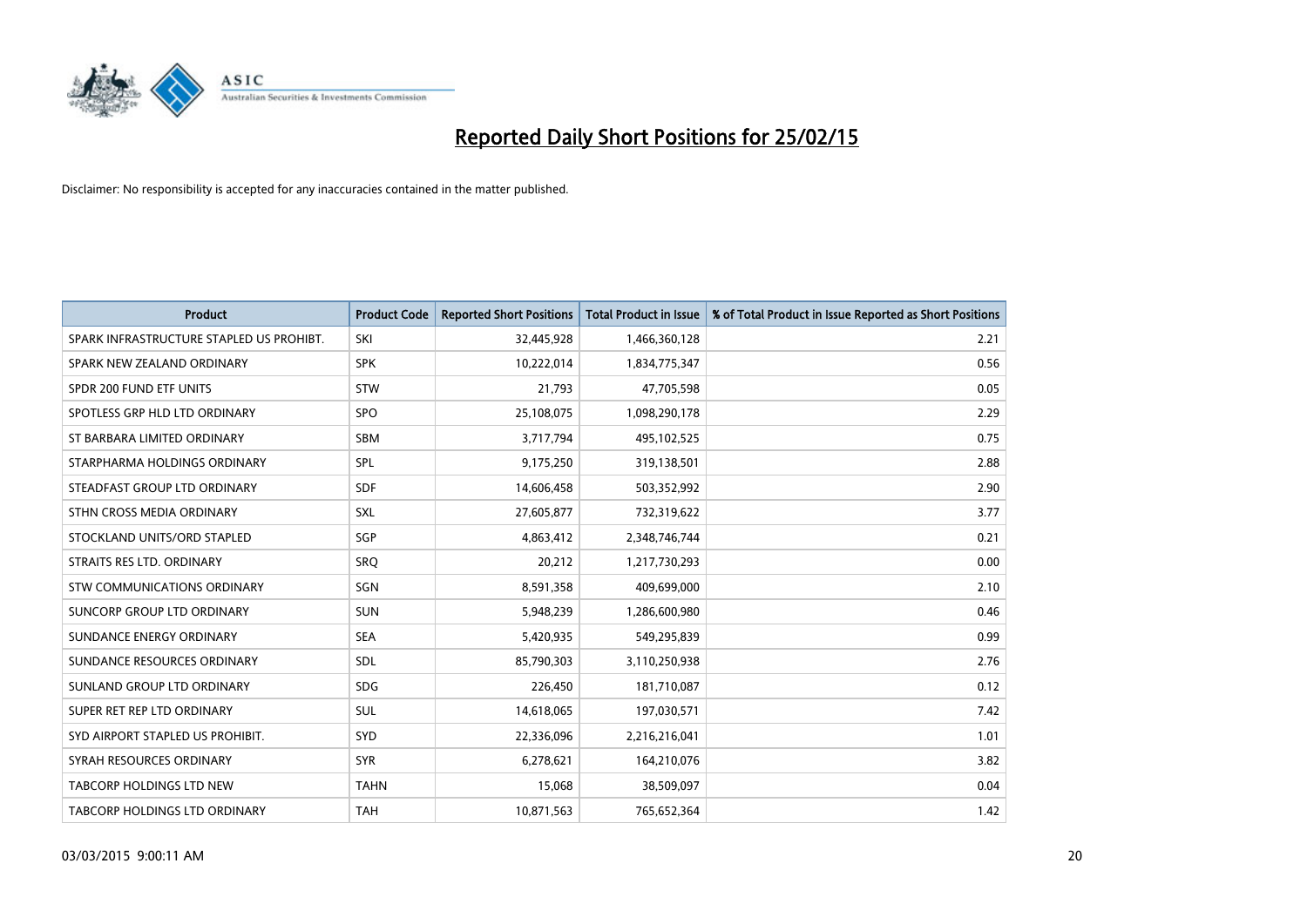# Reported Daily Short Positions for 25/02/15

Disclaimer: No responsibility is accepted for any inaccuracies contained in the matter published.

| Product | Product Code | Reported Short Positions | Total Product in Issue | % of Total Product in Issue Reported as Short Positions |
|---|---|---|---|---|
| SPARK INFRASTRUCTURE STAPLED US PROHIBT. | SKI | 32,445,928 | 1,466,360,128 | 2.21 |
| SPARK NEW ZEALAND ORDINARY | SPK | 10,222,014 | 1,834,775,347 | 0.56 |
| SPDR 200 FUND ETF UNITS | STW | 21,793 | 47,705,598 | 0.05 |
| SPOTLESS GRP HLD LTD ORDINARY | SPO | 25,108,075 | 1,098,290,178 | 2.29 |
| ST BARBARA LIMITED ORDINARY | SBM | 3,717,794 | 495,102,525 | 0.75 |
| STARPHARMA HOLDINGS ORDINARY | SPL | 9,175,250 | 319,138,501 | 2.88 |
| STEADFAST GROUP LTD ORDINARY | SDF | 14,606,458 | 503,352,992 | 2.90 |
| STHN CROSS MEDIA ORDINARY | SXL | 27,605,877 | 732,319,622 | 3.77 |
| STOCKLAND UNITS/ORD STAPLED | SGP | 4,863,412 | 2,348,746,744 | 0.21 |
| STRAITS RES LTD. ORDINARY | SRQ | 20,212 | 1,217,730,293 | 0.00 |
| STW COMMUNICATIONS ORDINARY | SGN | 8,591,358 | 409,699,000 | 2.10 |
| SUNCORP GROUP LTD ORDINARY | SUN | 5,948,239 | 1,286,600,980 | 0.46 |
| SUNDANCE ENERGY ORDINARY | SEA | 5,420,935 | 549,295,839 | 0.99 |
| SUNDANCE RESOURCES ORDINARY | SDL | 85,790,303 | 3,110,250,938 | 2.76 |
| SUNLAND GROUP LTD ORDINARY | SDG | 226,450 | 181,710,087 | 0.12 |
| SUPER RET REP LTD ORDINARY | SUL | 14,618,065 | 197,030,571 | 7.42 |
| SYD AIRPORT STAPLED US PROHIBIT. | SYD | 22,336,096 | 2,216,216,041 | 1.01 |
| SYRAH RESOURCES ORDINARY | SYR | 6,278,621 | 164,210,076 | 3.82 |
| TABCORP HOLDINGS LTD NEW | TAHN | 15,068 | 38,509,097 | 0.04 |
| TABCORP HOLDINGS LTD ORDINARY | TAH | 10,871,563 | 765,652,364 | 1.42 |

03/03/2015 9:00:11 AM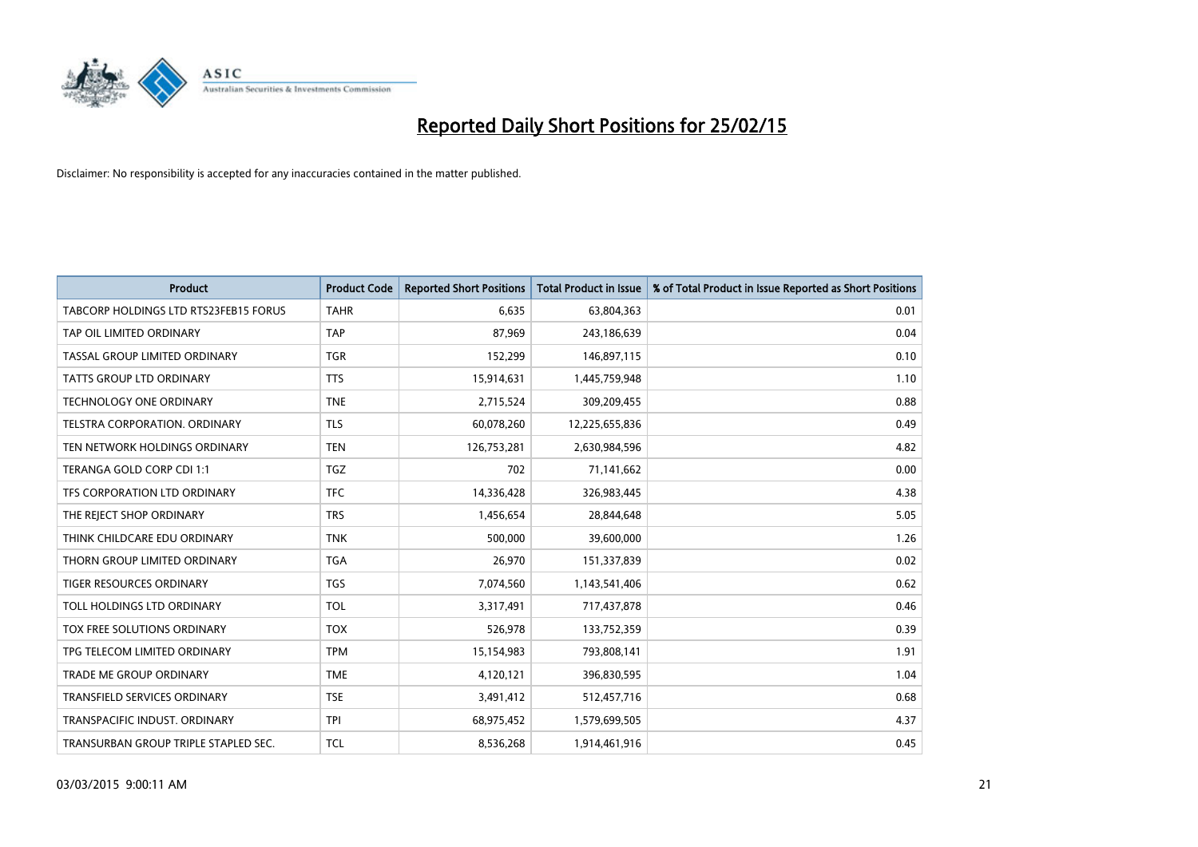# Reported Daily Short Positions for 25/02/15

Disclaimer: No responsibility is accepted for any inaccuracies contained in the matter published.

| Product | Product Code | Reported Short Positions | Total Product in Issue | % of Total Product in Issue Reported as Short Positions |
| --- | --- | --- | --- | --- |
| TABCORP HOLDINGS LTD RTS23FEB15 FORUS | TAHR | 6,635 | 63,804,363 | 0.01 |
| TAP OIL LIMITED ORDINARY | TAP | 87,969 | 243,186,639 | 0.04 |
| TASSAL GROUP LIMITED ORDINARY | TGR | 152,299 | 146,897,115 | 0.10 |
| TATTS GROUP LTD ORDINARY | TTS | 15,914,631 | 1,445,759,948 | 1.10 |
| TECHNOLOGY ONE ORDINARY | TNE | 2,715,524 | 309,209,455 | 0.88 |
| TELSTRA CORPORATION. ORDINARY | TLS | 60,078,260 | 12,225,655,836 | 0.49 |
| TEN NETWORK HOLDINGS ORDINARY | TEN | 126,753,281 | 2,630,984,596 | 4.82 |
| TERANGA GOLD CORP CDI 1:1 | TGZ | 702 | 71,141,662 | 0.00 |
| TFS CORPORATION LTD ORDINARY | TFC | 14,336,428 | 326,983,445 | 4.38 |
| THE REJECT SHOP ORDINARY | TRS | 1,456,654 | 28,844,648 | 5.05 |
| THINK CHILDCARE EDU ORDINARY | TNK | 500,000 | 39,600,000 | 1.26 |
| THORN GROUP LIMITED ORDINARY | TGA | 26,970 | 151,337,839 | 0.02 |
| TIGER RESOURCES ORDINARY | TGS | 7,074,560 | 1,143,541,406 | 0.62 |
| TOLL HOLDINGS LTD ORDINARY | TOL | 3,317,491 | 717,437,878 | 0.46 |
| TOX FREE SOLUTIONS ORDINARY | TOX | 526,978 | 133,752,359 | 0.39 |
| TPG TELECOM LIMITED ORDINARY | TPM | 15,154,983 | 793,808,141 | 1.91 |
| TRADE ME GROUP ORDINARY | TME | 4,120,121 | 396,830,595 | 1.04 |
| TRANSFIELD SERVICES ORDINARY | TSE | 3,491,412 | 512,457,716 | 0.68 |
| TRANSPACIFIC INDUST. ORDINARY | TPI | 68,975,452 | 1,579,699,505 | 4.37 |
| TRANSURBAN GROUP TRIPLE STAPLED SEC. | TCL | 8,536,268 | 1,914,461,916 | 0.45 |

03/03/2015 9:00:11 AM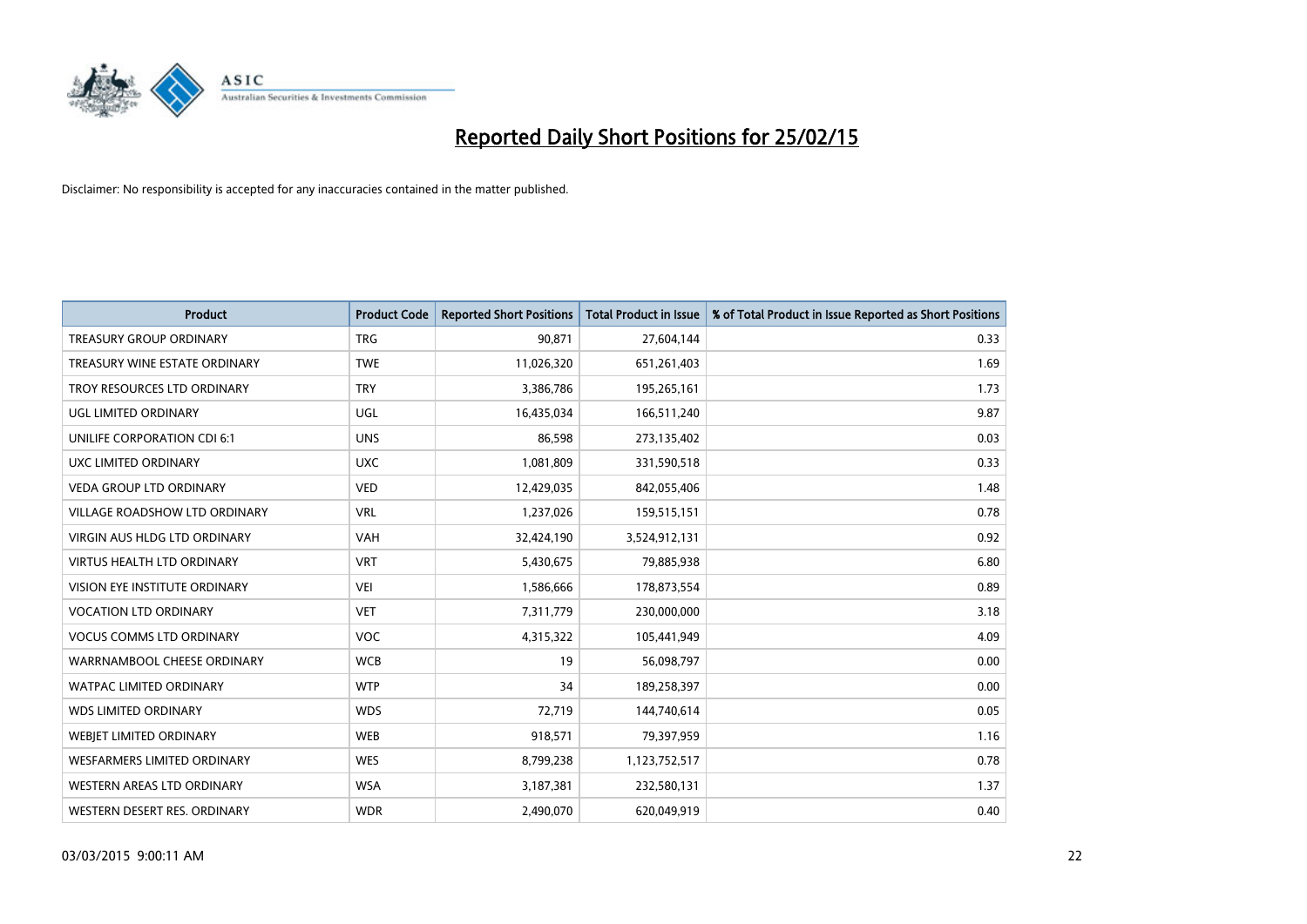# Reported Daily Short Positions for 25/02/15

Disclaimer: No responsibility is accepted for any inaccuracies contained in the matter published.

| Product | Product Code | Reported Short Positions | Total Product in Issue | % of Total Product in Issue Reported as Short Positions |
|---|---|---|---|---|
| TREASURY GROUP ORDINARY | TRG | 90,871 | 27,604,144 | 0.33 |
| TREASURY WINE ESTATE ORDINARY | TWE | 11,026,320 | 651,261,403 | 1.69 |
| TROY RESOURCES LTD ORDINARY | TRY | 3,386,786 | 195,265,161 | 1.73 |
| UGL LIMITED ORDINARY | UGL | 16,435,034 | 166,511,240 | 9.87 |
| UNILIFE CORPORATION CDI 6:1 | UNS | 86,598 | 273,135,402 | 0.03 |
| UXC LIMITED ORDINARY | UXC | 1,081,809 | 331,590,518 | 0.33 |
| VEDA GROUP LTD ORDINARY | VED | 12,429,035 | 842,055,406 | 1.48 |
| VILLAGE ROADSHOW LTD ORDINARY | VRL | 1,237,026 | 159,515,151 | 0.78 |
| VIRGIN AUS HLDG LTD ORDINARY | VAH | 32,424,190 | 3,524,912,131 | 0.92 |
| VIRTUS HEALTH LTD ORDINARY | VRT | 5,430,675 | 79,885,938 | 6.80 |
| VISION EYE INSTITUTE ORDINARY | VEI | 1,586,666 | 178,873,554 | 0.89 |
| VOCATION LTD ORDINARY | VET | 7,311,779 | 230,000,000 | 3.18 |
| VOCUS COMMS LTD ORDINARY | VOC | 4,315,322 | 105,441,949 | 4.09 |
| WARRNAMBOOL CHEESE ORDINARY | WCB | 19 | 56,098,797 | 0.00 |
| WATPAC LIMITED ORDINARY | WTP | 34 | 189,258,397 | 0.00 |
| WDS LIMITED ORDINARY | WDS | 72,719 | 144,740,614 | 0.05 |
| WEBJET LIMITED ORDINARY | WEB | 918,571 | 79,397,959 | 1.16 |
| WESFARMERS LIMITED ORDINARY | WES | 8,799,238 | 1,123,752,517 | 0.78 |
| WESTERN AREAS LTD ORDINARY | WSA | 3,187,381 | 232,580,131 | 1.37 |
| WESTERN DESERT RES. ORDINARY | WDR | 2,490,070 | 620,049,919 | 0.40 |

03/03/2015 9:00:11 AM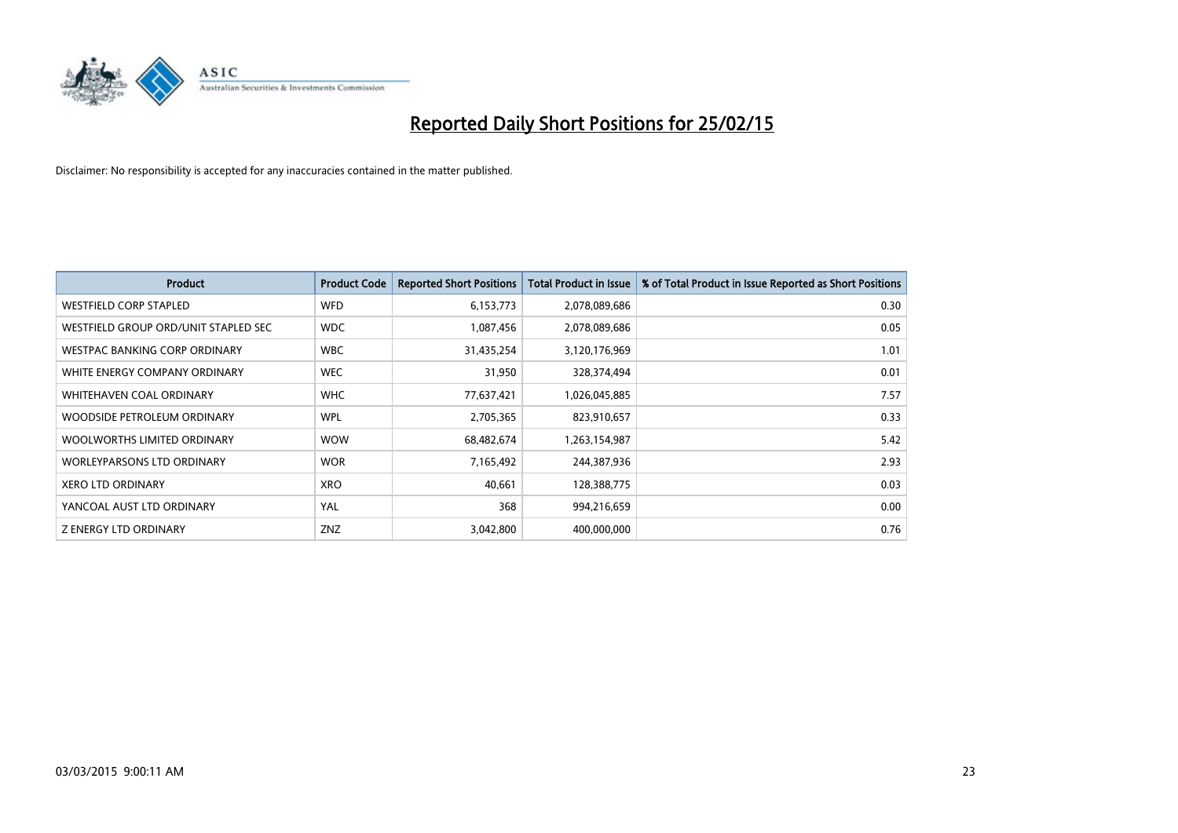# Reported Daily Short Positions for 25/02/15

Disclaimer: No responsibility is accepted for any inaccuracies contained in the matter published.

| Product | Product Code | Reported Short Positions | Total Product in Issue | % of Total Product in Issue Reported as Short Positions |
|---|---|---|---|---|
| WESTFIELD CORP STAPLED | WFD | 6,153,773 | 2,078,089,686 | 0.30 |
| WESTFIELD GROUP ORD/UNIT STAPLED SEC | WDC | 1,087,456 | 2,078,089,686 | 0.05 |
| WESTPAC BANKING CORP ORDINARY | WBC | 31,435,254 | 3,120,176,969 | 1.01 |
| WHITE ENERGY COMPANY ORDINARY | WEC | 31,950 | 328,374,494 | 0.01 |
| WHITEHAVEN COAL ORDINARY | WHC | 77,637,421 | 1,026,045,885 | 7.57 |
| WOODSIDE PETROLEUM ORDINARY | WPL | 2,705,365 | 823,910,657 | 0.33 |
| WOOLWORTHS LIMITED ORDINARY | WOW | 68,482,674 | 1,263,154,987 | 5.42 |
| WORLEYPARSONS LTD ORDINARY | WOR | 7,165,492 | 244,387,936 | 2.93 |
| XERO LTD ORDINARY | XRO | 40,661 | 128,388,775 | 0.03 |
| YANCOAL AUST LTD ORDINARY | YAL | 368 | 994,216,659 | 0.00 |
| Z ENERGY LTD ORDINARY | ZNZ | 3,042,800 | 400,000,000 | 0.76 |

03/03/2015 9:00:11 AM